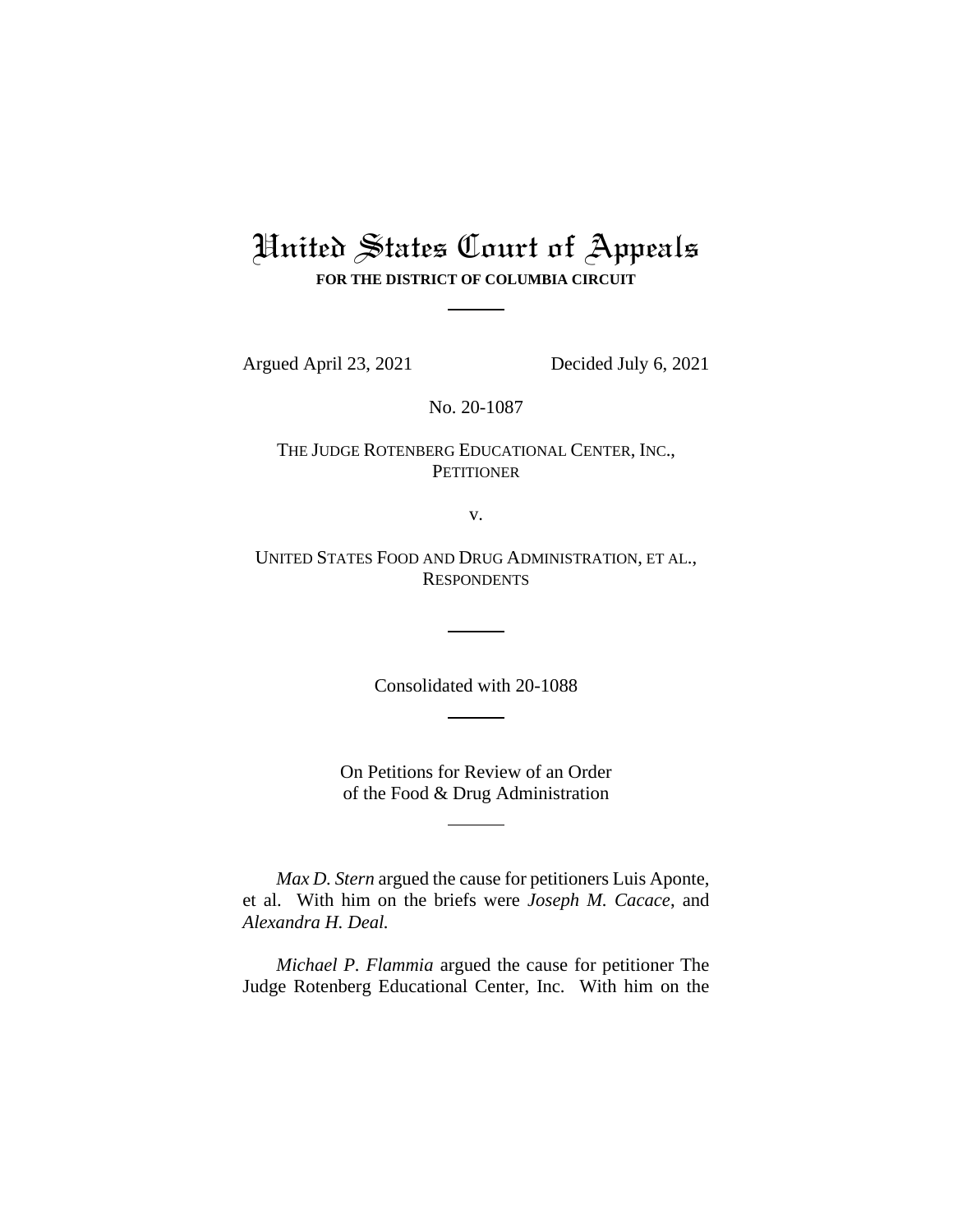# United States Court of Appeals

**FOR THE DISTRICT OF COLUMBIA CIRCUIT**

---

Argued April 23, 2021 Decided July 6, 2021

No. 20-1087

THE JUDGE ROTENBERG EDUCATIONAL CENTER, INC.,
PETITIONER

v.

UNITED STATES FOOD AND DRUG ADMINISTRATION, ET AL.,
RESPONDENTS

---

Consolidated with 20-1088

---

On Petitions for Review of an Order
of the Food & Drug Administration

---

*Max D. Stern* argued the cause for petitioners Luis Aponte, et al. With him on the briefs were *Joseph M. Cacace*, and *Alexandra H. Deal.*

*Michael P. Flammia* argued the cause for petitioner The Judge Rotenberg Educational Center, Inc. With him on the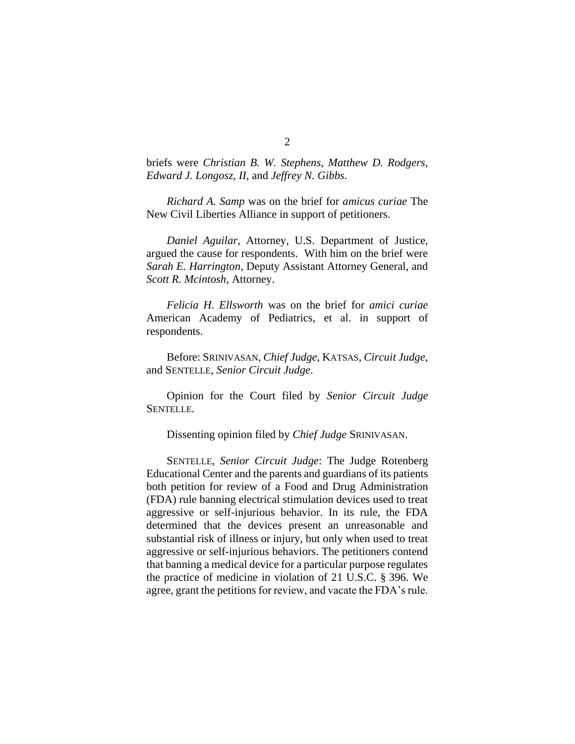briefs were *Christian B. W. Stephens, Matthew D. Rodgers, Edward J. Longosz, II,* and *Jeffrey N. Gibbs.*

*Richard A. Samp* was on the brief for *amicus curiae* The New Civil Liberties Alliance in support of petitioners.

*Daniel Aguilar*, Attorney, U.S. Department of Justice, argued the cause for respondents. With him on the brief were *Sarah E. Harrington*, Deputy Assistant Attorney General, and *Scott R. Mcintosh*, Attorney.

*Felicia H. Ellsworth* was on the brief for *amici curiae* American Academy of Pediatrics, et al. in support of respondents.

Before: SRINIVASAN, *Chief Judge*, KATSAS, *Circuit Judge*, and SENTELLE, *Senior Circuit Judge*.

Opinion for the Court filed by *Senior Circuit Judge* SENTELLE.

Dissenting opinion filed by *Chief Judge* SRINIVASAN.

SENTELLE, *Senior Circuit Judge*: The Judge Rotenberg Educational Center and the parents and guardians of its patients both petition for review of a Food and Drug Administration (FDA) rule banning electrical stimulation devices used to treat aggressive or self-injurious behavior. In its rule, the FDA determined that the devices present an unreasonable and substantial risk of illness or injury, but only when used to treat aggressive or self-injurious behaviors. The petitioners contend that banning a medical device for a particular purpose regulates the practice of medicine in violation of 21 U.S.C. § 396. We agree, grant the petitions for review, and vacate the FDA's rule.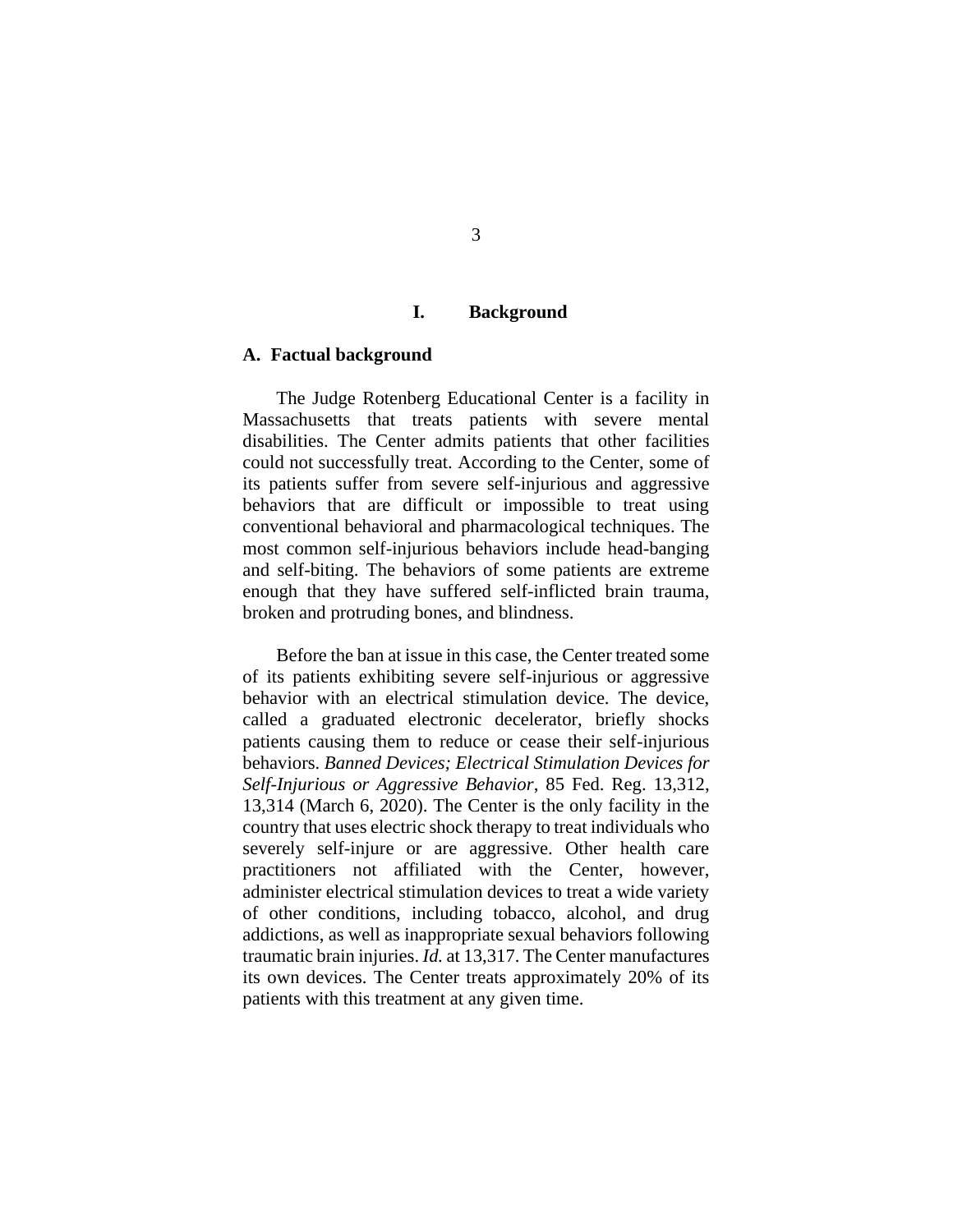## I. Background

### A. Factual background

The Judge Rotenberg Educational Center is a facility in Massachusetts that treats patients with severe mental disabilities. The Center admits patients that other facilities could not successfully treat. According to the Center, some of its patients suffer from severe self-injurious and aggressive behaviors that are difficult or impossible to treat using conventional behavioral and pharmacological techniques. The most common self-injurious behaviors include head-banging and self-biting. The behaviors of some patients are extreme enough that they have suffered self-inflicted brain trauma, broken and protruding bones, and blindness.

Before the ban at issue in this case, the Center treated some of its patients exhibiting severe self-injurious or aggressive behavior with an electrical stimulation device. The device, called a graduated electronic decelerator, briefly shocks patients causing them to reduce or cease their self-injurious behaviors. *Banned Devices; Electrical Stimulation Devices for Self-Injurious or Aggressive Behavior*, 85 Fed. Reg. 13,312, 13,314 (March 6, 2020). The Center is the only facility in the country that uses electric shock therapy to treat individuals who severely self-injure or are aggressive. Other health care practitioners not affiliated with the Center, however, administer electrical stimulation devices to treat a wide variety of other conditions, including tobacco, alcohol, and drug addictions, as well as inappropriate sexual behaviors following traumatic brain injuries. *Id.* at 13,317. The Center manufactures its own devices. The Center treats approximately 20% of its patients with this treatment at any given time.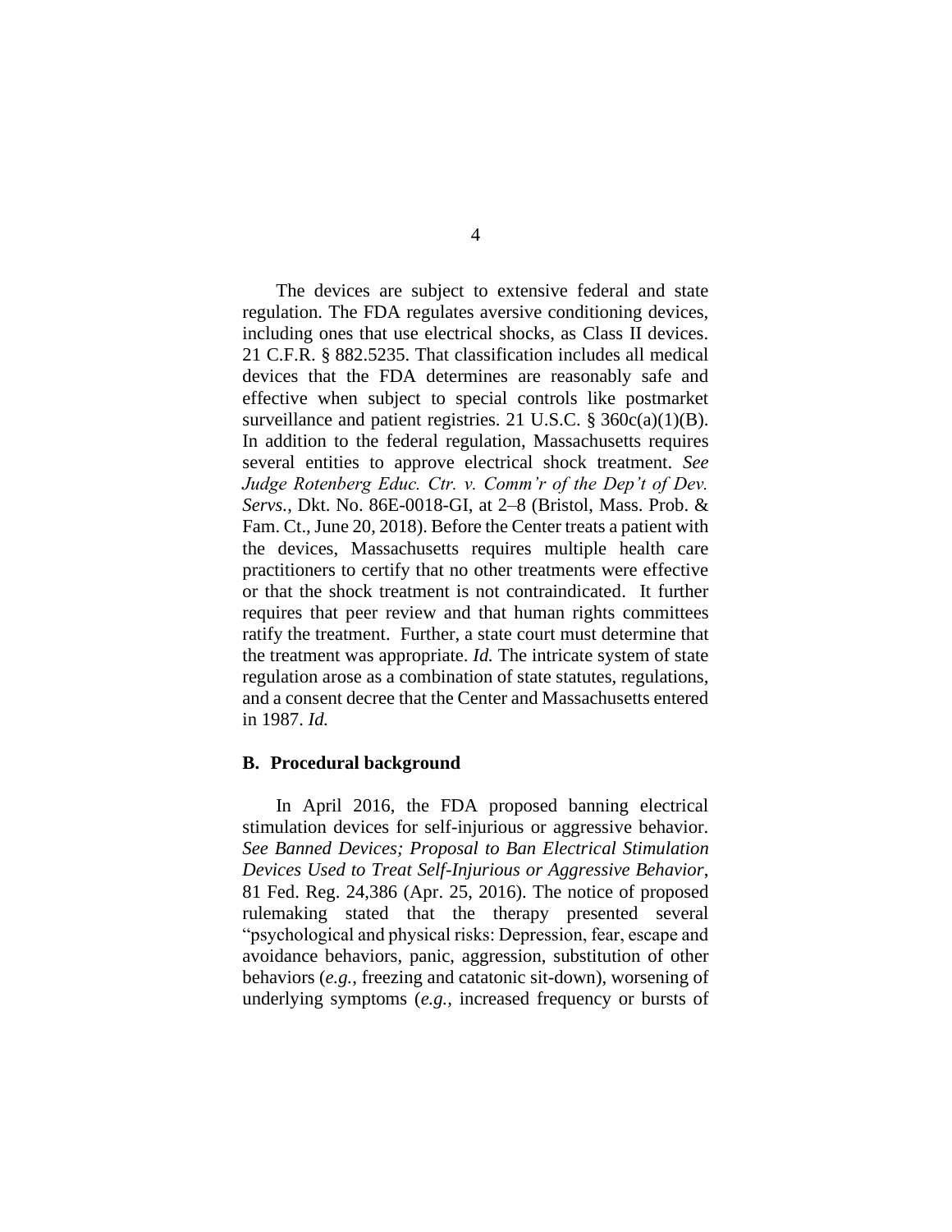The devices are subject to extensive federal and state regulation. The FDA regulates aversive conditioning devices, including ones that use electrical shocks, as Class II devices. 21 C.F.R. § 882.5235. That classification includes all medical devices that the FDA determines are reasonably safe and effective when subject to special controls like postmarket surveillance and patient registries. 21 U.S.C. § 360c(a)(1)(B). In addition to the federal regulation, Massachusetts requires several entities to approve electrical shock treatment. *See Judge Rotenberg Educ. Ctr. v. Comm'r of the Dep't of Dev. Servs.*, Dkt. No. 86E-0018-GI, at 2–8 (Bristol, Mass. Prob. & Fam. Ct., June 20, 2018). Before the Center treats a patient with the devices, Massachusetts requires multiple health care practitioners to certify that no other treatments were effective or that the shock treatment is not contraindicated. It further requires that peer review and that human rights committees ratify the treatment. Further, a state court must determine that the treatment was appropriate. *Id.* The intricate system of state regulation arose as a combination of state statutes, regulations, and a consent decree that the Center and Massachusetts entered in 1987. *Id.*

### B. Procedural background

In April 2016, the FDA proposed banning electrical stimulation devices for self-injurious or aggressive behavior. *See Banned Devices; Proposal to Ban Electrical Stimulation Devices Used to Treat Self-Injurious or Aggressive Behavior*, 81 Fed. Reg. 24,386 (Apr. 25, 2016). The notice of proposed rulemaking stated that the therapy presented several "psychological and physical risks: Depression, fear, escape and avoidance behaviors, panic, aggression, substitution of other behaviors (*e.g.*, freezing and catatonic sit-down), worsening of underlying symptoms (*e.g.,* increased frequency or bursts of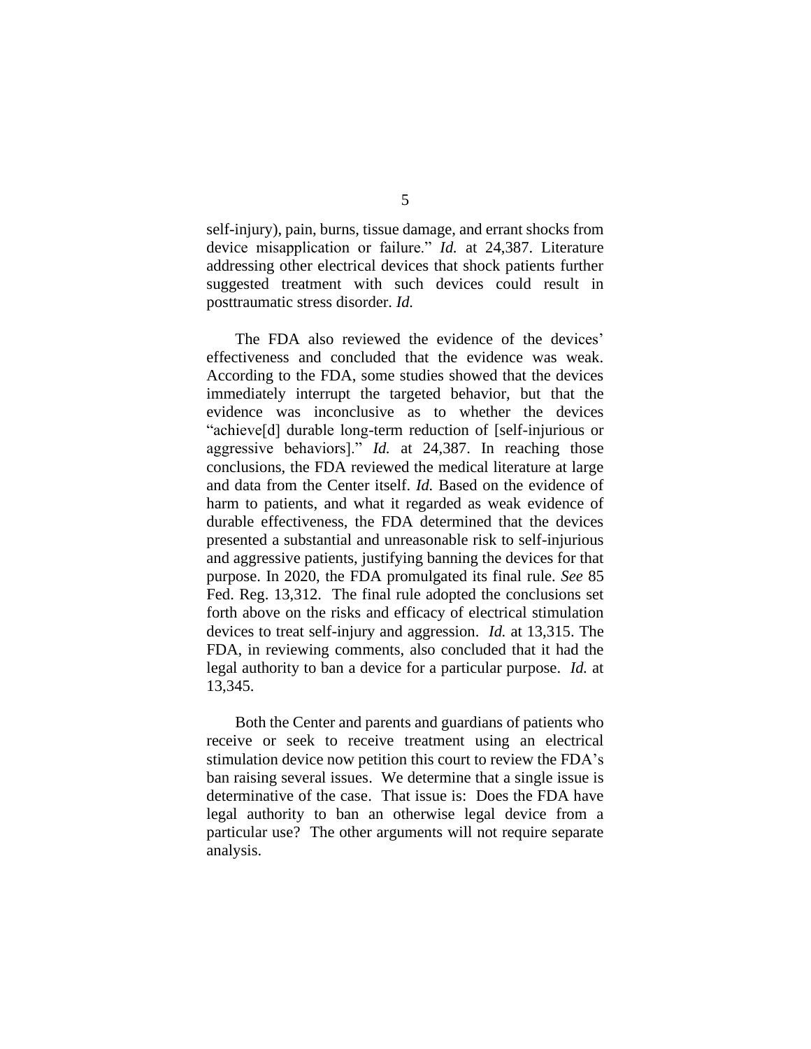self-injury), pain, burns, tissue damage, and errant shocks from device misapplication or failure." *Id.* at 24,387. Literature addressing other electrical devices that shock patients further suggested treatment with such devices could result in posttraumatic stress disorder. *Id.*

The FDA also reviewed the evidence of the devices' effectiveness and concluded that the evidence was weak. According to the FDA, some studies showed that the devices immediately interrupt the targeted behavior, but that the evidence was inconclusive as to whether the devices "achieve[d] durable long-term reduction of [self-injurious or aggressive behaviors]." *Id.* at 24,387. In reaching those conclusions, the FDA reviewed the medical literature at large and data from the Center itself. *Id.* Based on the evidence of harm to patients, and what it regarded as weak evidence of durable effectiveness, the FDA determined that the devices presented a substantial and unreasonable risk to self-injurious and aggressive patients, justifying banning the devices for that purpose. In 2020, the FDA promulgated its final rule. *See* 85 Fed. Reg. 13,312. The final rule adopted the conclusions set forth above on the risks and efficacy of electrical stimulation devices to treat self-injury and aggression. *Id.* at 13,315. The FDA, in reviewing comments, also concluded that it had the legal authority to ban a device for a particular purpose. *Id.* at 13,345.

Both the Center and parents and guardians of patients who receive or seek to receive treatment using an electrical stimulation device now petition this court to review the FDA's ban raising several issues. We determine that a single issue is determinative of the case. That issue is: Does the FDA have legal authority to ban an otherwise legal device from a particular use? The other arguments will not require separate analysis.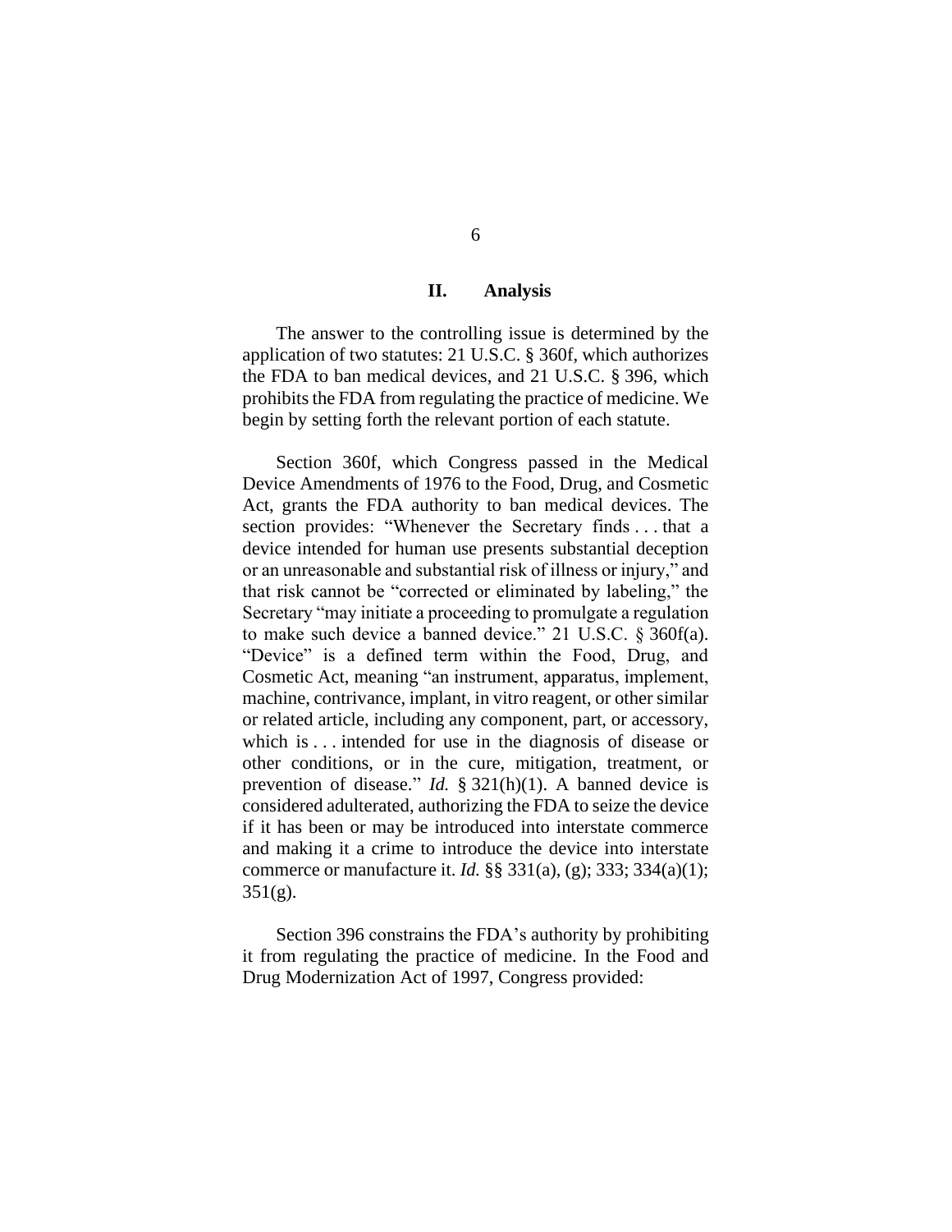## II. Analysis

The answer to the controlling issue is determined by the application of two statutes: 21 U.S.C. § 360f, which authorizes the FDA to ban medical devices, and 21 U.S.C. § 396, which prohibits the FDA from regulating the practice of medicine. We begin by setting forth the relevant portion of each statute.

Section 360f, which Congress passed in the Medical Device Amendments of 1976 to the Food, Drug, and Cosmetic Act, grants the FDA authority to ban medical devices. The section provides: "Whenever the Secretary finds . . . that a device intended for human use presents substantial deception or an unreasonable and substantial risk of illness or injury," and that risk cannot be "corrected or eliminated by labeling," the Secretary "may initiate a proceeding to promulgate a regulation to make such device a banned device." 21 U.S.C. § 360f(a). "Device" is a defined term within the Food, Drug, and Cosmetic Act, meaning "an instrument, apparatus, implement, machine, contrivance, implant, in vitro reagent, or other similar or related article, including any component, part, or accessory, which is . . . intended for use in the diagnosis of disease or other conditions, or in the cure, mitigation, treatment, or prevention of disease." *Id.* § 321(h)(1). A banned device is considered adulterated, authorizing the FDA to seize the device if it has been or may be introduced into interstate commerce and making it a crime to introduce the device into interstate commerce or manufacture it. *Id.* §§ 331(a), (g); 333; 334(a)(1); 351(g).

Section 396 constrains the FDA's authority by prohibiting it from regulating the practice of medicine. In the Food and Drug Modernization Act of 1997, Congress provided: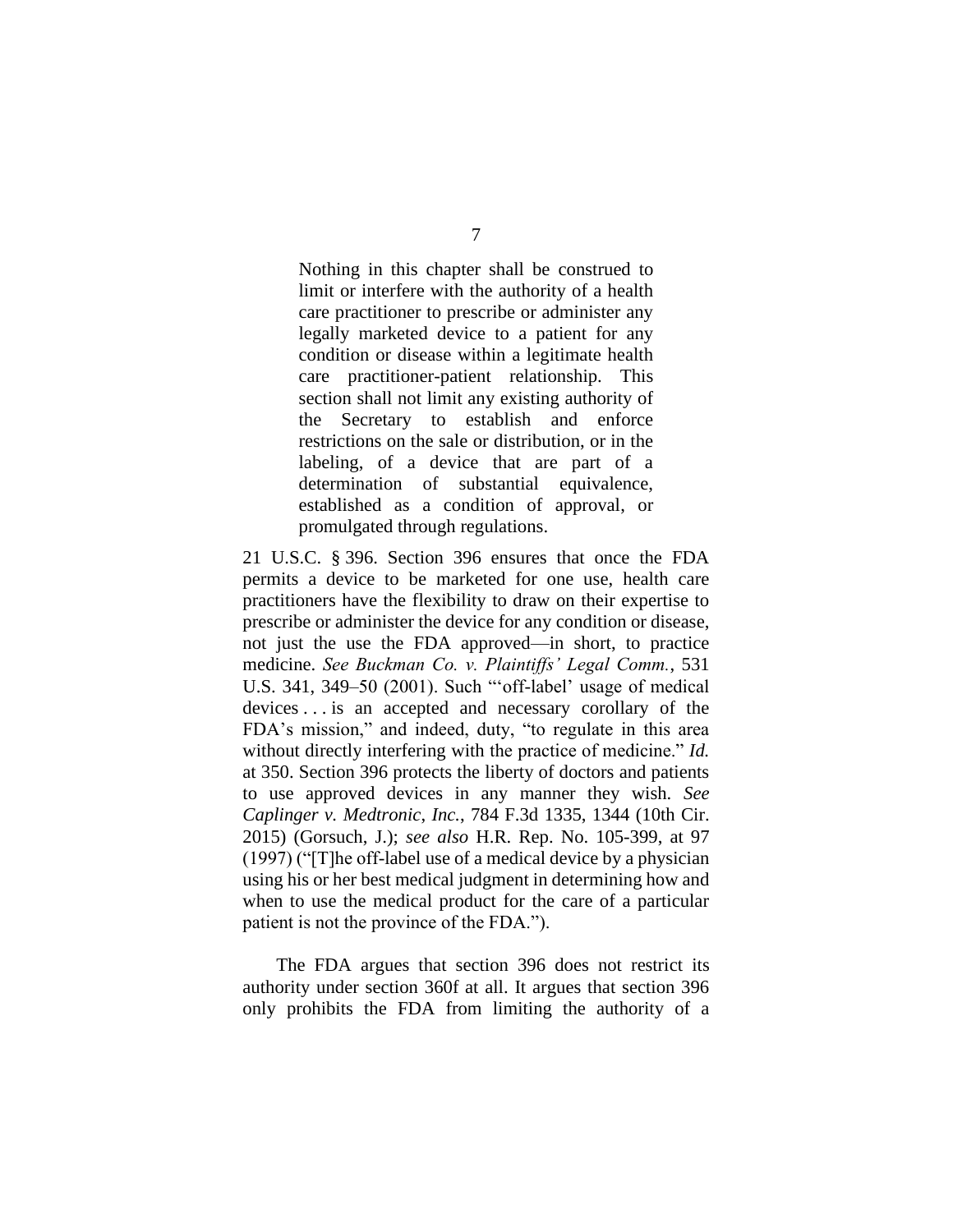> Nothing in this chapter shall be construed to limit or interfere with the authority of a health care practitioner to prescribe or administer any legally marketed device to a patient for any condition or disease within a legitimate health care practitioner-patient relationship. This section shall not limit any existing authority of the Secretary to establish and enforce restrictions on the sale or distribution, or in the labeling, of a device that are part of a determination of substantial equivalence, established as a condition of approval, or promulgated through regulations.

21 U.S.C. § 396. Section 396 ensures that once the FDA permits a device to be marketed for one use, health care practitioners have the flexibility to draw on their expertise to prescribe or administer the device for any condition or disease, not just the use the FDA approved—in short, to practice medicine. *See Buckman Co. v. Plaintiffs' Legal Comm.*, 531 U.S. 341, 349–50 (2001). Such "'off-label' usage of medical devices . . . is an accepted and necessary corollary of the FDA's mission," and indeed, duty, "to regulate in this area without directly interfering with the practice of medicine." *Id.* at 350. Section 396 protects the liberty of doctors and patients to use approved devices in any manner they wish. *See Caplinger v. Medtronic, Inc.*, 784 F.3d 1335, 1344 (10th Cir. 2015) (Gorsuch, J.); *see also* H.R. Rep. No. 105-399, at 97 (1997) ("[T]he off-label use of a medical device by a physician using his or her best medical judgment in determining how and when to use the medical product for the care of a particular patient is not the province of the FDA.").

The FDA argues that section 396 does not restrict its authority under section 360f at all. It argues that section 396 only prohibits the FDA from limiting the authority of a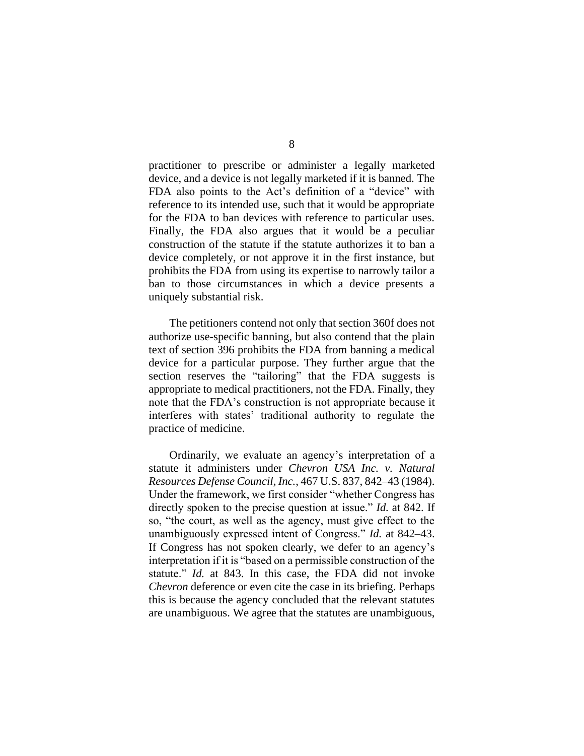practitioner to prescribe or administer a legally marketed device, and a device is not legally marketed if it is banned. The FDA also points to the Act's definition of a "device" with reference to its intended use, such that it would be appropriate for the FDA to ban devices with reference to particular uses. Finally, the FDA also argues that it would be a peculiar construction of the statute if the statute authorizes it to ban a device completely, or not approve it in the first instance, but prohibits the FDA from using its expertise to narrowly tailor a ban to those circumstances in which a device presents a uniquely substantial risk.

The petitioners contend not only that section 360f does not authorize use-specific banning, but also contend that the plain text of section 396 prohibits the FDA from banning a medical device for a particular purpose. They further argue that the section reserves the "tailoring" that the FDA suggests is appropriate to medical practitioners, not the FDA. Finally, they note that the FDA's construction is not appropriate because it interferes with states' traditional authority to regulate the practice of medicine.

Ordinarily, we evaluate an agency's interpretation of a statute it administers under *Chevron USA Inc. v. Natural Resources Defense Council, Inc.*, 467 U.S. 837, 842–43 (1984). Under the framework, we first consider "whether Congress has directly spoken to the precise question at issue." *Id.* at 842. If so, "the court, as well as the agency, must give effect to the unambiguously expressed intent of Congress." *Id.* at 842–43. If Congress has not spoken clearly, we defer to an agency's interpretation if it is "based on a permissible construction of the statute." *Id.* at 843. In this case, the FDA did not invoke *Chevron* deference or even cite the case in its briefing. Perhaps this is because the agency concluded that the relevant statutes are unambiguous. We agree that the statutes are unambiguous,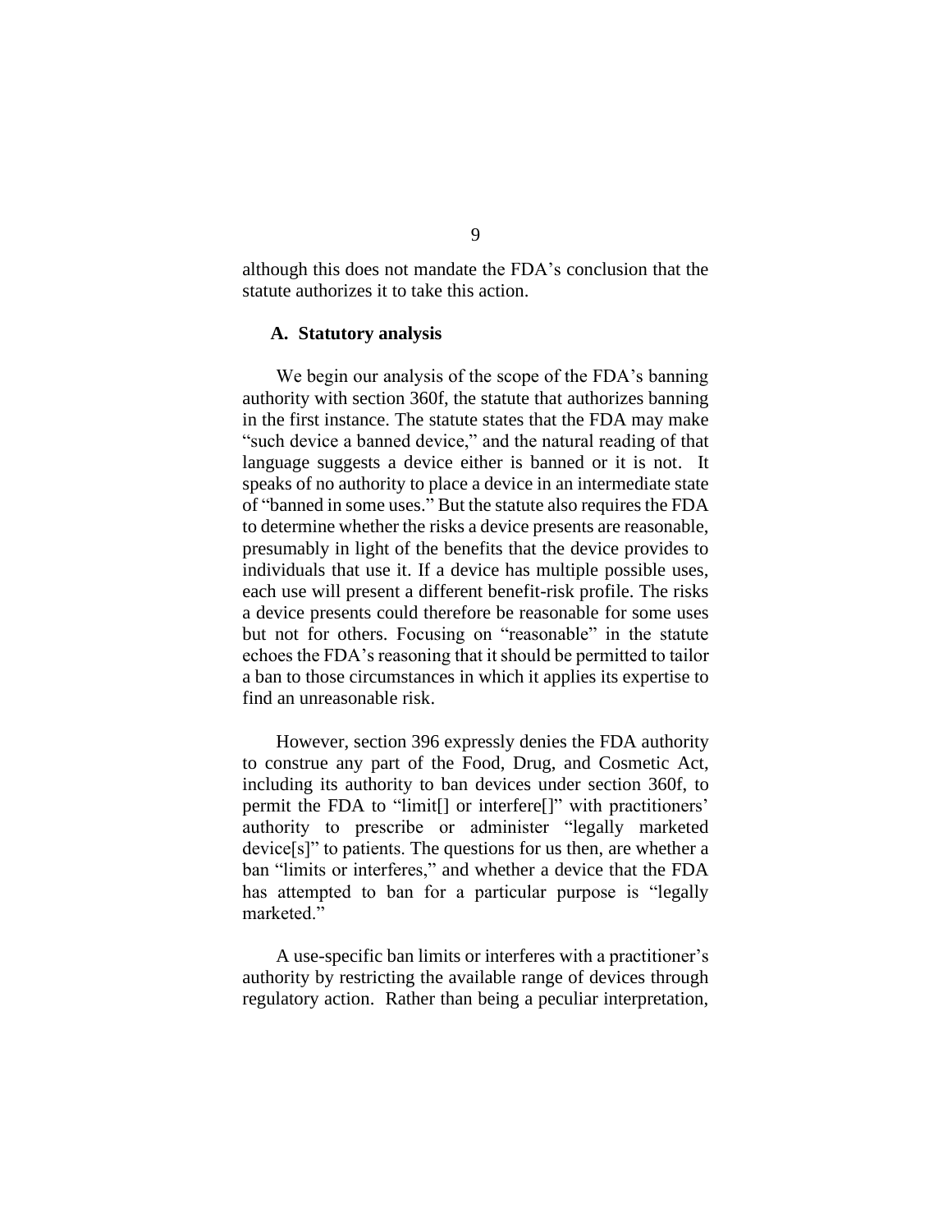although this does not mandate the FDA's conclusion that the statute authorizes it to take this action.

### A. Statutory analysis

We begin our analysis of the scope of the FDA's banning authority with section 360f, the statute that authorizes banning in the first instance. The statute states that the FDA may make "such device a banned device," and the natural reading of that language suggests a device either is banned or it is not. It speaks of no authority to place a device in an intermediate state of "banned in some uses." But the statute also requires the FDA to determine whether the risks a device presents are reasonable, presumably in light of the benefits that the device provides to individuals that use it. If a device has multiple possible uses, each use will present a different benefit-risk profile. The risks a device presents could therefore be reasonable for some uses but not for others. Focusing on "reasonable" in the statute echoes the FDA's reasoning that it should be permitted to tailor a ban to those circumstances in which it applies its expertise to find an unreasonable risk.

However, section 396 expressly denies the FDA authority to construe any part of the Food, Drug, and Cosmetic Act, including its authority to ban devices under section 360f, to permit the FDA to "limit[] or interfere[]" with practitioners' authority to prescribe or administer "legally marketed device[s]" to patients. The questions for us then, are whether a ban "limits or interferes," and whether a device that the FDA has attempted to ban for a particular purpose is "legally marketed."

A use-specific ban limits or interferes with a practitioner's authority by restricting the available range of devices through regulatory action. Rather than being a peculiar interpretation,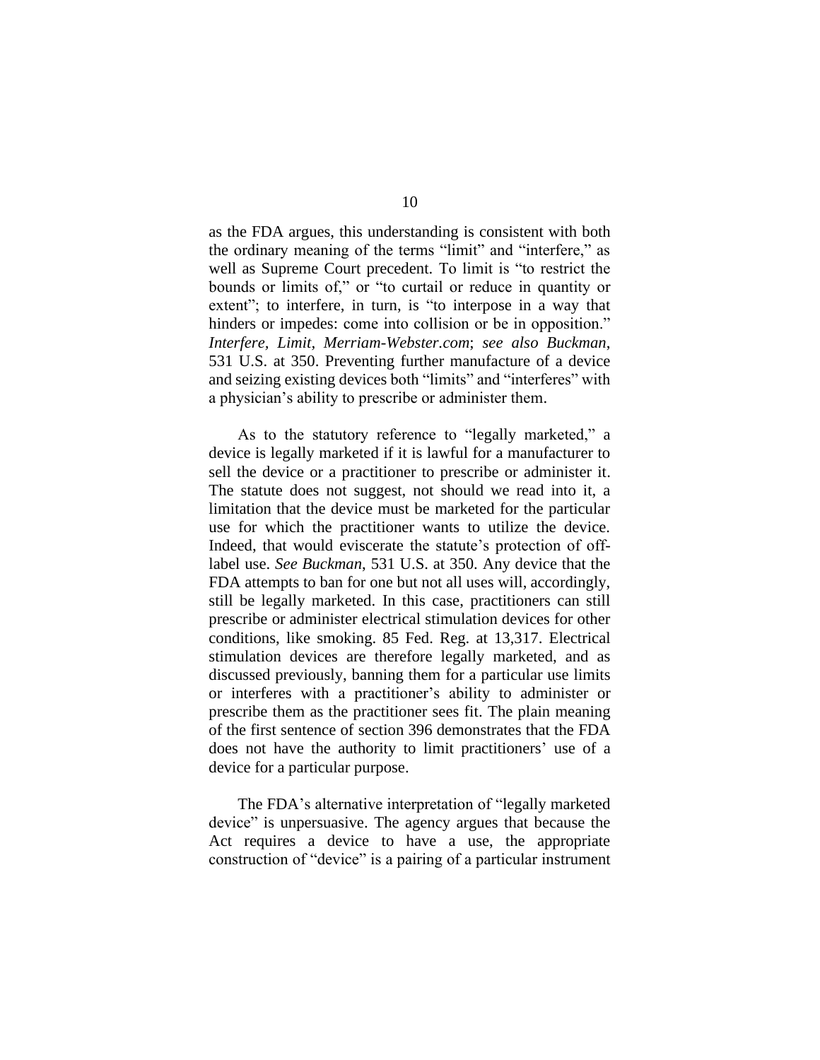as the FDA argues, this understanding is consistent with both the ordinary meaning of the terms "limit" and "interfere," as well as Supreme Court precedent. To limit is "to restrict the bounds or limits of," or "to curtail or reduce in quantity or extent"; to interfere, in turn, is "to interpose in a way that hinders or impedes: come into collision or be in opposition." *Interfere, Limit, Merriam-Webster.com*; *see also Buckman*, 531 U.S. at 350. Preventing further manufacture of a device and seizing existing devices both "limits" and "interferes" with a physician's ability to prescribe or administer them.

As to the statutory reference to "legally marketed," a device is legally marketed if it is lawful for a manufacturer to sell the device or a practitioner to prescribe or administer it. The statute does not suggest, not should we read into it, a limitation that the device must be marketed for the particular use for which the practitioner wants to utilize the device. Indeed, that would eviscerate the statute's protection of off-label use. *See Buckman*, 531 U.S. at 350. Any device that the FDA attempts to ban for one but not all uses will, accordingly, still be legally marketed. In this case, practitioners can still prescribe or administer electrical stimulation devices for other conditions, like smoking. 85 Fed. Reg. at 13,317. Electrical stimulation devices are therefore legally marketed, and as discussed previously, banning them for a particular use limits or interferes with a practitioner's ability to administer or prescribe them as the practitioner sees fit. The plain meaning of the first sentence of section 396 demonstrates that the FDA does not have the authority to limit practitioners' use of a device for a particular purpose.

The FDA's alternative interpretation of "legally marketed device" is unpersuasive. The agency argues that because the Act requires a device to have a use, the appropriate construction of "device" is a pairing of a particular instrument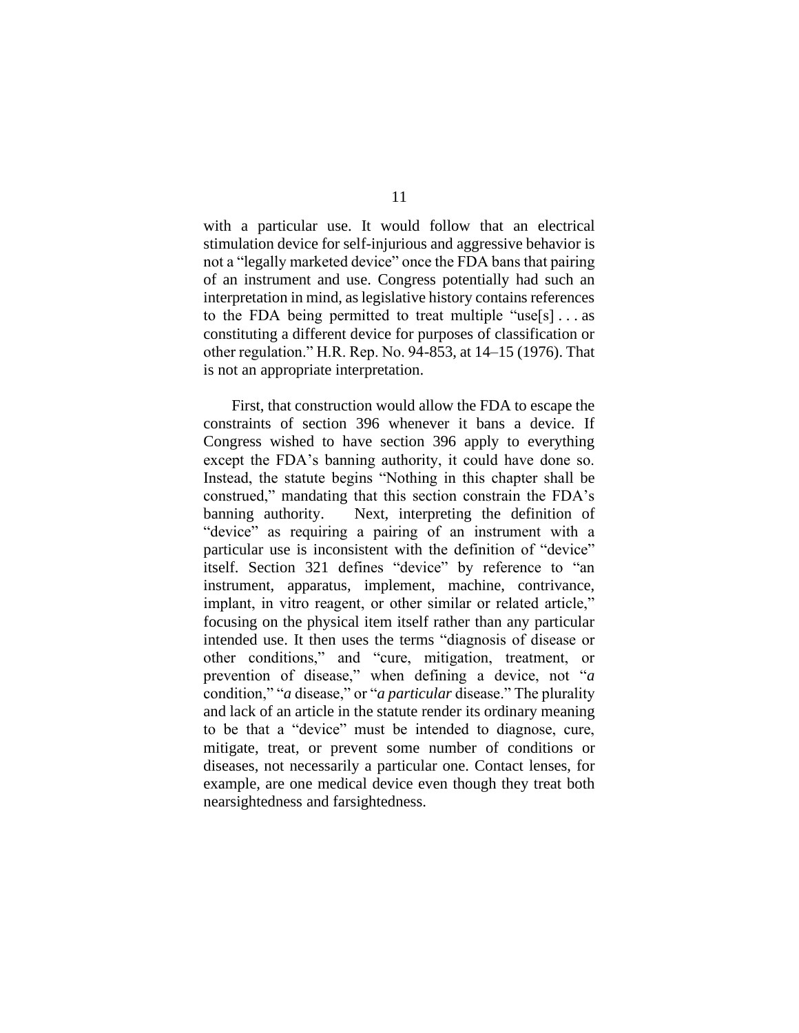with a particular use. It would follow that an electrical stimulation device for self-injurious and aggressive behavior is not a "legally marketed device" once the FDA bans that pairing of an instrument and use. Congress potentially had such an interpretation in mind, as legislative history contains references to the FDA being permitted to treat multiple "use[s] . . . as constituting a different device for purposes of classification or other regulation." H.R. Rep. No. 94-853, at 14–15 (1976). That is not an appropriate interpretation.

First, that construction would allow the FDA to escape the constraints of section 396 whenever it bans a device. If Congress wished to have section 396 apply to everything except the FDA's banning authority, it could have done so. Instead, the statute begins "Nothing in this chapter shall be construed," mandating that this section constrain the FDA's banning authority. Next, interpreting the definition of "device" as requiring a pairing of an instrument with a particular use is inconsistent with the definition of "device" itself. Section 321 defines "device" by reference to "an instrument, apparatus, implement, machine, contrivance, implant, in vitro reagent, or other similar or related article," focusing on the physical item itself rather than any particular intended use. It then uses the terms "diagnosis of disease or other conditions," and "cure, mitigation, treatment, or prevention of disease," when defining a device, not "*a* condition," "*a* disease," or "*a particular* disease." The plurality and lack of an article in the statute render its ordinary meaning to be that a "device" must be intended to diagnose, cure, mitigate, treat, or prevent some number of conditions or diseases, not necessarily a particular one. Contact lenses, for example, are one medical device even though they treat both nearsightedness and farsightedness.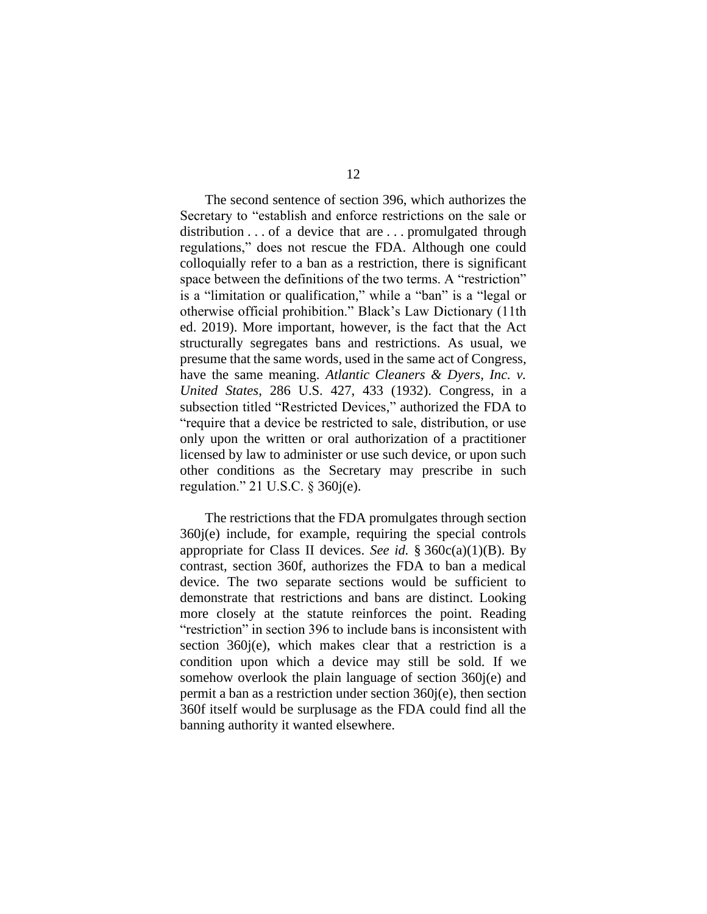The second sentence of section 396, which authorizes the Secretary to "establish and enforce restrictions on the sale or distribution . . . of a device that are . . . promulgated through regulations," does not rescue the FDA. Although one could colloquially refer to a ban as a restriction, there is significant space between the definitions of the two terms. A "restriction" is a "limitation or qualification," while a "ban" is a "legal or otherwise official prohibition." Black's Law Dictionary (11th ed. 2019). More important, however, is the fact that the Act structurally segregates bans and restrictions. As usual, we presume that the same words, used in the same act of Congress, have the same meaning. *Atlantic Cleaners & Dyers, Inc. v. United States*, 286 U.S. 427, 433 (1932). Congress, in a subsection titled "Restricted Devices," authorized the FDA to "require that a device be restricted to sale, distribution, or use only upon the written or oral authorization of a practitioner licensed by law to administer or use such device, or upon such other conditions as the Secretary may prescribe in such regulation." 21 U.S.C. § 360j(e).

The restrictions that the FDA promulgates through section 360j(e) include, for example, requiring the special controls appropriate for Class II devices. *See id.* § 360c(a)(1)(B). By contrast, section 360f, authorizes the FDA to ban a medical device. The two separate sections would be sufficient to demonstrate that restrictions and bans are distinct. Looking more closely at the statute reinforces the point. Reading "restriction" in section 396 to include bans is inconsistent with section 360j(e), which makes clear that a restriction is a condition upon which a device may still be sold. If we somehow overlook the plain language of section 360j(e) and permit a ban as a restriction under section 360j(e), then section 360f itself would be surplusage as the FDA could find all the banning authority it wanted elsewhere.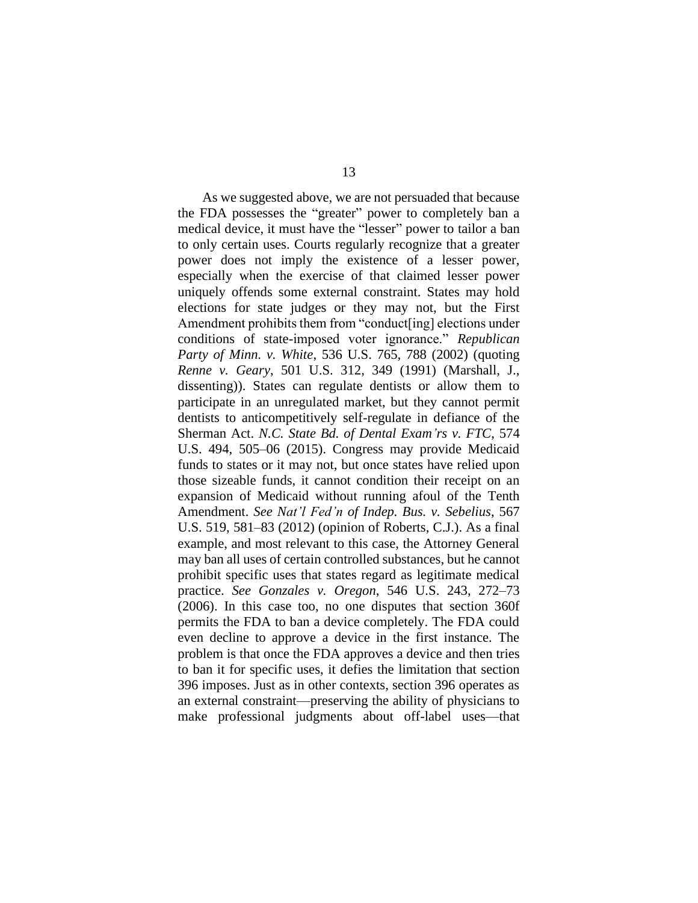As we suggested above, we are not persuaded that because the FDA possesses the "greater" power to completely ban a medical device, it must have the "lesser" power to tailor a ban to only certain uses. Courts regularly recognize that a greater power does not imply the existence of a lesser power, especially when the exercise of that claimed lesser power uniquely offends some external constraint. States may hold elections for state judges or they may not, but the First Amendment prohibits them from "conduct[ing] elections under conditions of state-imposed voter ignorance." *Republican Party of Minn. v. White*, 536 U.S. 765, 788 (2002) (quoting *Renne v. Geary*, 501 U.S. 312, 349 (1991) (Marshall, J., dissenting)). States can regulate dentists or allow them to participate in an unregulated market, but they cannot permit dentists to anticompetitively self-regulate in defiance of the Sherman Act. *N.C. State Bd. of Dental Exam'rs v. FTC*, 574 U.S. 494, 505–06 (2015). Congress may provide Medicaid funds to states or it may not, but once states have relied upon those sizeable funds, it cannot condition their receipt on an expansion of Medicaid without running afoul of the Tenth Amendment. *See Nat'l Fed'n of Indep. Bus. v. Sebelius*, 567 U.S. 519, 581–83 (2012) (opinion of Roberts, C.J.). As a final example, and most relevant to this case, the Attorney General may ban all uses of certain controlled substances, but he cannot prohibit specific uses that states regard as legitimate medical practice. *See Gonzales v. Oregon*, 546 U.S. 243, 272–73 (2006). In this case too, no one disputes that section 360f permits the FDA to ban a device completely. The FDA could even decline to approve a device in the first instance. The problem is that once the FDA approves a device and then tries to ban it for specific uses, it defies the limitation that section 396 imposes. Just as in other contexts, section 396 operates as an external constraint—preserving the ability of physicians to make professional judgments about off-label uses—that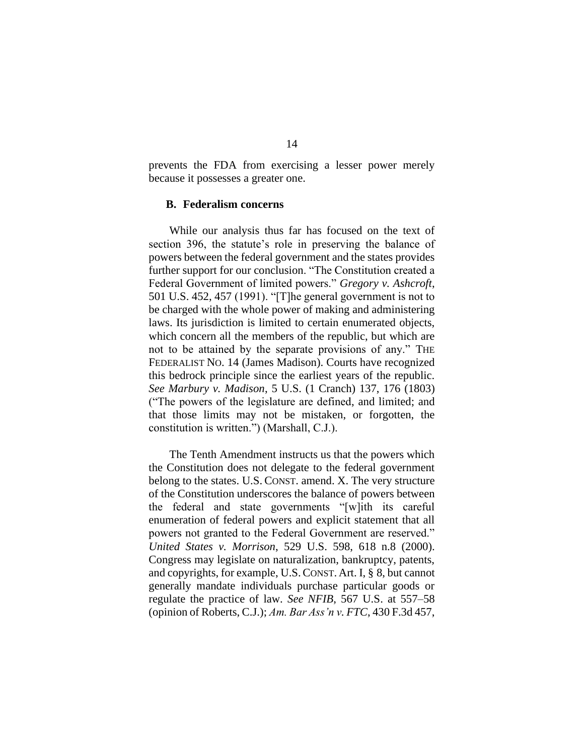prevents the FDA from exercising a lesser power merely because it possesses a greater one.

### B. Federalism concerns

While our analysis thus far has focused on the text of section 396, the statute's role in preserving the balance of powers between the federal government and the states provides further support for our conclusion. "The Constitution created a Federal Government of limited powers." *Gregory v. Ashcroft*, 501 U.S. 452, 457 (1991). "[T]he general government is not to be charged with the whole power of making and administering laws. Its jurisdiction is limited to certain enumerated objects, which concern all the members of the republic, but which are not to be attained by the separate provisions of any." THE FEDERALIST NO. 14 (James Madison). Courts have recognized this bedrock principle since the earliest years of the republic. *See Marbury v. Madison*, 5 U.S. (1 Cranch) 137, 176 (1803) ("The powers of the legislature are defined, and limited; and that those limits may not be mistaken, or forgotten, the constitution is written.") (Marshall, C.J.).

The Tenth Amendment instructs us that the powers which the Constitution does not delegate to the federal government belong to the states. U.S. CONST. amend. X. The very structure of the Constitution underscores the balance of powers between the federal and state governments "[w]ith its careful enumeration of federal powers and explicit statement that all powers not granted to the Federal Government are reserved." *United States v. Morrison*, 529 U.S. 598, 618 n.8 (2000). Congress may legislate on naturalization, bankruptcy, patents, and copyrights, for example, U.S. CONST. Art. I, § 8, but cannot generally mandate individuals purchase particular goods or regulate the practice of law. *See NFIB*, 567 U.S. at 557–58 (opinion of Roberts, C.J.); *Am. Bar Ass'n v. FTC*, 430 F.3d 457,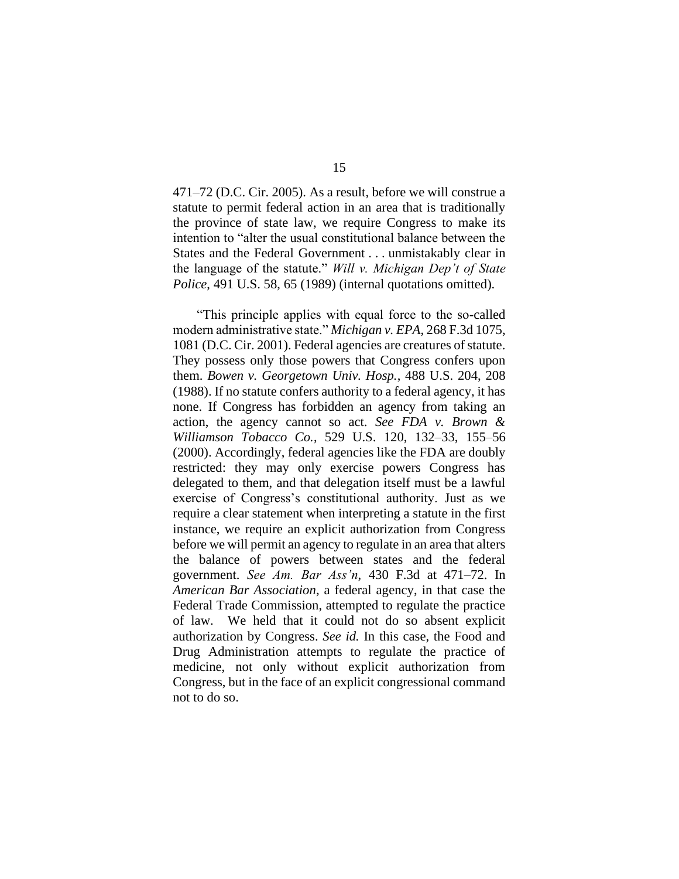471–72 (D.C. Cir. 2005). As a result, before we will construe a statute to permit federal action in an area that is traditionally the province of state law, we require Congress to make its intention to "alter the usual constitutional balance between the States and the Federal Government . . . unmistakably clear in the language of the statute." *Will v. Michigan Dep't of State Police*, 491 U.S. 58, 65 (1989) (internal quotations omitted).

"This principle applies with equal force to the so-called modern administrative state." *Michigan v. EPA*, 268 F.3d 1075, 1081 (D.C. Cir. 2001). Federal agencies are creatures of statute. They possess only those powers that Congress confers upon them. *Bowen v. Georgetown Univ. Hosp.*, 488 U.S. 204, 208 (1988). If no statute confers authority to a federal agency, it has none. If Congress has forbidden an agency from taking an action, the agency cannot so act. *See FDA v. Brown & Williamson Tobacco Co.*, 529 U.S. 120, 132–33, 155–56 (2000). Accordingly, federal agencies like the FDA are doubly restricted: they may only exercise powers Congress has delegated to them, and that delegation itself must be a lawful exercise of Congress's constitutional authority. Just as we require a clear statement when interpreting a statute in the first instance, we require an explicit authorization from Congress before we will permit an agency to regulate in an area that alters the balance of powers between states and the federal government. *See Am. Bar Ass'n*, 430 F.3d at 471–72. In *American Bar Association*, a federal agency, in that case the Federal Trade Commission, attempted to regulate the practice of law. We held that it could not do so absent explicit authorization by Congress. *See id.* In this case, the Food and Drug Administration attempts to regulate the practice of medicine, not only without explicit authorization from Congress, but in the face of an explicit congressional command not to do so.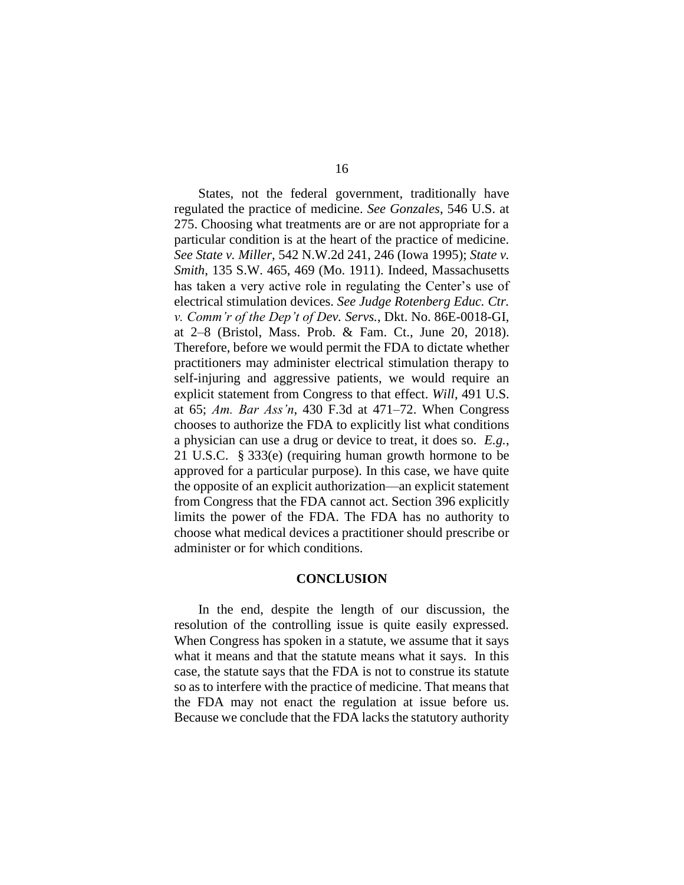States, not the federal government, traditionally have regulated the practice of medicine. *See Gonzales*, 546 U.S. at 275. Choosing what treatments are or are not appropriate for a particular condition is at the heart of the practice of medicine. *See State v. Miller*, 542 N.W.2d 241, 246 (Iowa 1995); *State v. Smith*, 135 S.W. 465, 469 (Mo. 1911). Indeed, Massachusetts has taken a very active role in regulating the Center's use of electrical stimulation devices. *See Judge Rotenberg Educ. Ctr. v. Comm'r of the Dep't of Dev. Servs.*, Dkt. No. 86E-0018-GI, at 2–8 (Bristol, Mass. Prob. & Fam. Ct., June 20, 2018). Therefore, before we would permit the FDA to dictate whether practitioners may administer electrical stimulation therapy to self-injuring and aggressive patients, we would require an explicit statement from Congress to that effect. *Will*, 491 U.S. at 65; *Am. Bar Ass'n*, 430 F.3d at 471–72. When Congress chooses to authorize the FDA to explicitly list what conditions a physician can use a drug or device to treat, it does so. *E.g.*, 21 U.S.C. § 333(e) (requiring human growth hormone to be approved for a particular purpose). In this case, we have quite the opposite of an explicit authorization—an explicit statement from Congress that the FDA cannot act. Section 396 explicitly limits the power of the FDA. The FDA has no authority to choose what medical devices a practitioner should prescribe or administer or for which conditions.

## CONCLUSION

In the end, despite the length of our discussion, the resolution of the controlling issue is quite easily expressed. When Congress has spoken in a statute, we assume that it says what it means and that the statute means what it says. In this case, the statute says that the FDA is not to construe its statute so as to interfere with the practice of medicine. That means that the FDA may not enact the regulation at issue before us. Because we conclude that the FDA lacks the statutory authority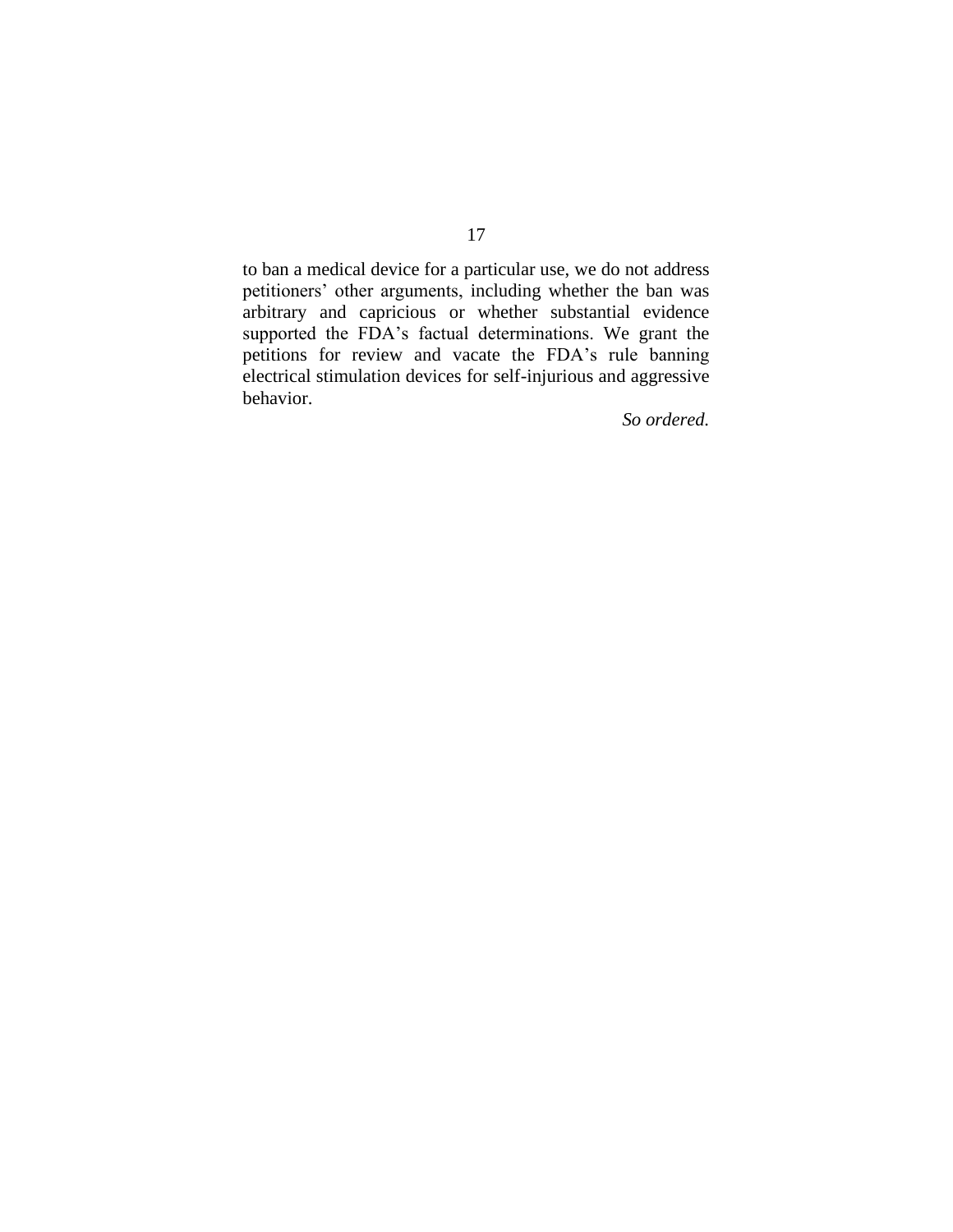to ban a medical device for a particular use, we do not address petitioners' other arguments, including whether the ban was arbitrary and capricious or whether substantial evidence supported the FDA's factual determinations. We grant the petitions for review and vacate the FDA's rule banning electrical stimulation devices for self-injurious and aggressive behavior.

*So ordered.*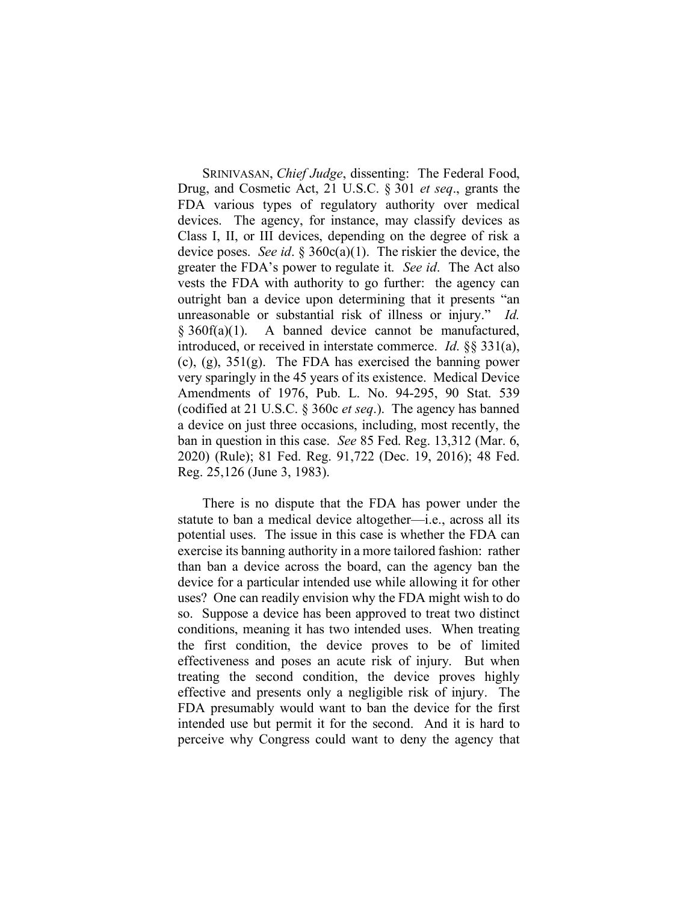SRINIVASAN, *Chief Judge*, dissenting: The Federal Food, Drug, and Cosmetic Act, 21 U.S.C. § 301 *et seq*., grants the FDA various types of regulatory authority over medical devices. The agency, for instance, may classify devices as Class I, II, or III devices, depending on the degree of risk a device poses. *See id*. § 360c(a)(1). The riskier the device, the greater the FDA's power to regulate it. *See id*. The Act also vests the FDA with authority to go further: the agency can outright ban a device upon determining that it presents "an unreasonable or substantial risk of illness or injury." *Id.* § 360f(a)(1). A banned device cannot be manufactured, introduced, or received in interstate commerce. *Id*. §§ 331(a), (c), (g), 351(g). The FDA has exercised the banning power very sparingly in the 45 years of its existence. Medical Device Amendments of 1976, Pub. L. No. 94-295, 90 Stat. 539 (codified at 21 U.S.C. § 360c *et seq*.). The agency has banned a device on just three occasions, including, most recently, the ban in question in this case. *See* 85 Fed. Reg. 13,312 (Mar. 6, 2020) (Rule); 81 Fed. Reg. 91,722 (Dec. 19, 2016); 48 Fed. Reg. 25,126 (June 3, 1983).

There is no dispute that the FDA has power under the statute to ban a medical device altogether—i.e., across all its potential uses. The issue in this case is whether the FDA can exercise its banning authority in a more tailored fashion: rather than ban a device across the board, can the agency ban the device for a particular intended use while allowing it for other uses? One can readily envision why the FDA might wish to do so. Suppose a device has been approved to treat two distinct conditions, meaning it has two intended uses. When treating the first condition, the device proves to be of limited effectiveness and poses an acute risk of injury. But when treating the second condition, the device proves highly effective and presents only a negligible risk of injury. The FDA presumably would want to ban the device for the first intended use but permit it for the second. And it is hard to perceive why Congress could want to deny the agency that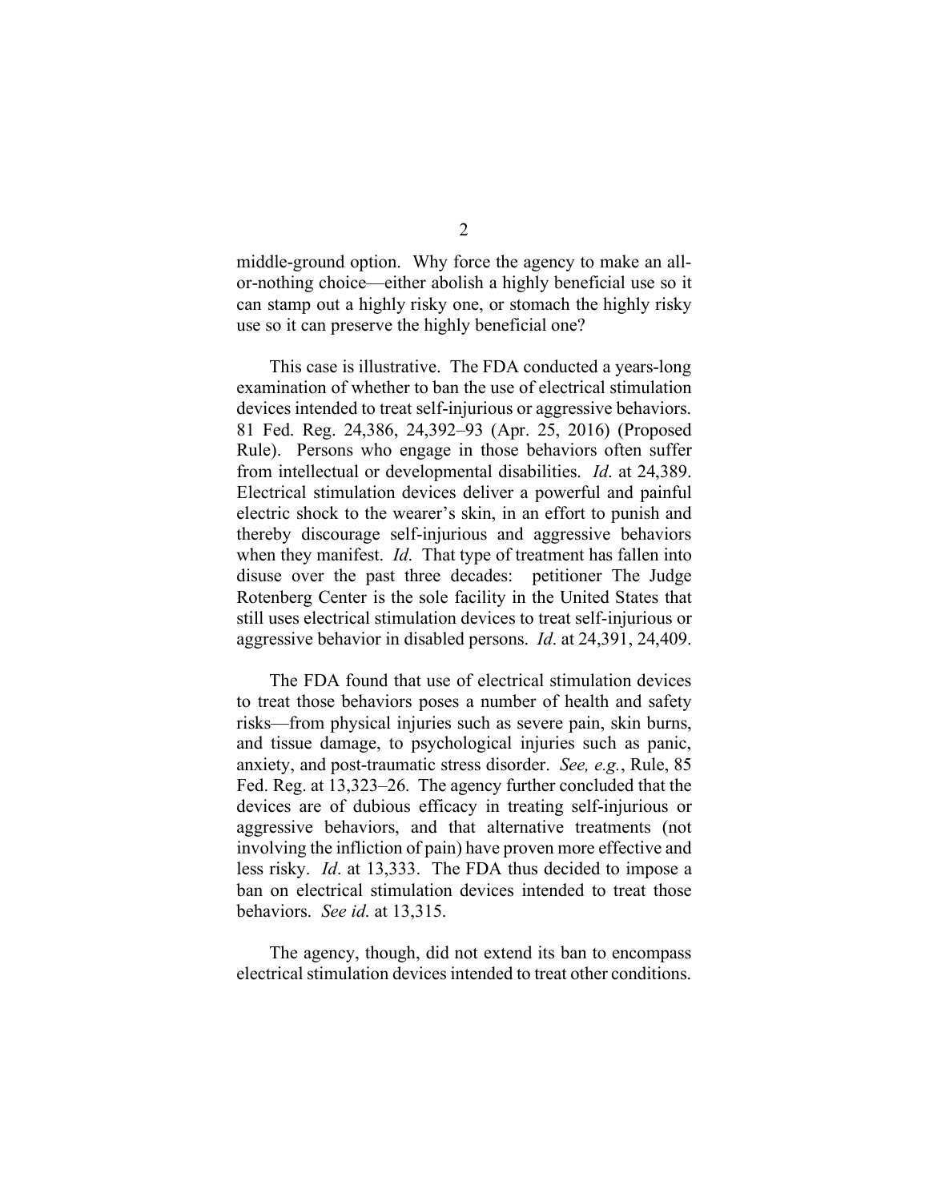middle-ground option. Why force the agency to make an all-or-nothing choice—either abolish a highly beneficial use so it can stamp out a highly risky one, or stomach the highly risky use so it can preserve the highly beneficial one?

This case is illustrative. The FDA conducted a years-long examination of whether to ban the use of electrical stimulation devices intended to treat self-injurious or aggressive behaviors. 81 Fed. Reg. 24,386, 24,392–93 (Apr. 25, 2016) (Proposed Rule). Persons who engage in those behaviors often suffer from intellectual or developmental disabilities. *Id*. at 24,389. Electrical stimulation devices deliver a powerful and painful electric shock to the wearer's skin, in an effort to punish and thereby discourage self-injurious and aggressive behaviors when they manifest. *Id*. That type of treatment has fallen into disuse over the past three decades: petitioner The Judge Rotenberg Center is the sole facility in the United States that still uses electrical stimulation devices to treat self-injurious or aggressive behavior in disabled persons. *Id*. at 24,391, 24,409.

The FDA found that use of electrical stimulation devices to treat those behaviors poses a number of health and safety risks—from physical injuries such as severe pain, skin burns, and tissue damage, to psychological injuries such as panic, anxiety, and post-traumatic stress disorder. *See, e.g.*, Rule, 85 Fed. Reg. at 13,323–26. The agency further concluded that the devices are of dubious efficacy in treating self-injurious or aggressive behaviors, and that alternative treatments (not involving the infliction of pain) have proven more effective and less risky. *Id*. at 13,333. The FDA thus decided to impose a ban on electrical stimulation devices intended to treat those behaviors. *See id*. at 13,315.

The agency, though, did not extend its ban to encompass electrical stimulation devices intended to treat other conditions.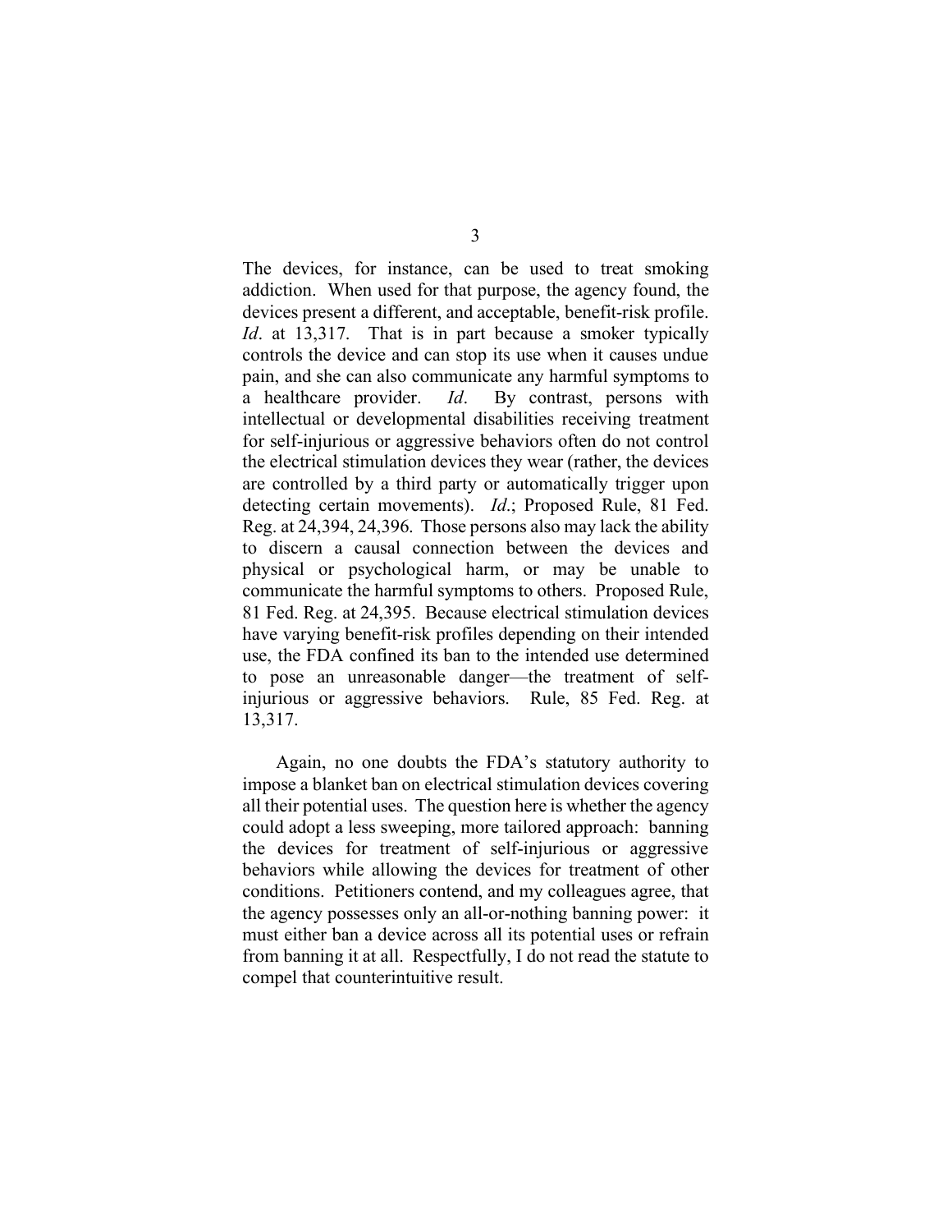The devices, for instance, can be used to treat smoking addiction. When used for that purpose, the agency found, the devices present a different, and acceptable, benefit-risk profile. *Id*. at 13,317. That is in part because a smoker typically controls the device and can stop its use when it causes undue pain, and she can also communicate any harmful symptoms to a healthcare provider. *Id*. By contrast, persons with intellectual or developmental disabilities receiving treatment for self-injurious or aggressive behaviors often do not control the electrical stimulation devices they wear (rather, the devices are controlled by a third party or automatically trigger upon detecting certain movements). *Id*.; Proposed Rule, 81 Fed. Reg. at 24,394, 24,396. Those persons also may lack the ability to discern a causal connection between the devices and physical or psychological harm, or may be unable to communicate the harmful symptoms to others. Proposed Rule, 81 Fed. Reg. at 24,395. Because electrical stimulation devices have varying benefit-risk profiles depending on their intended use, the FDA confined its ban to the intended use determined to pose an unreasonable danger—the treatment of self-injurious or aggressive behaviors. Rule, 85 Fed. Reg. at 13,317.

Again, no one doubts the FDA's statutory authority to impose a blanket ban on electrical stimulation devices covering all their potential uses. The question here is whether the agency could adopt a less sweeping, more tailored approach: banning the devices for treatment of self-injurious or aggressive behaviors while allowing the devices for treatment of other conditions. Petitioners contend, and my colleagues agree, that the agency possesses only an all-or-nothing banning power: it must either ban a device across all its potential uses or refrain from banning it at all. Respectfully, I do not read the statute to compel that counterintuitive result.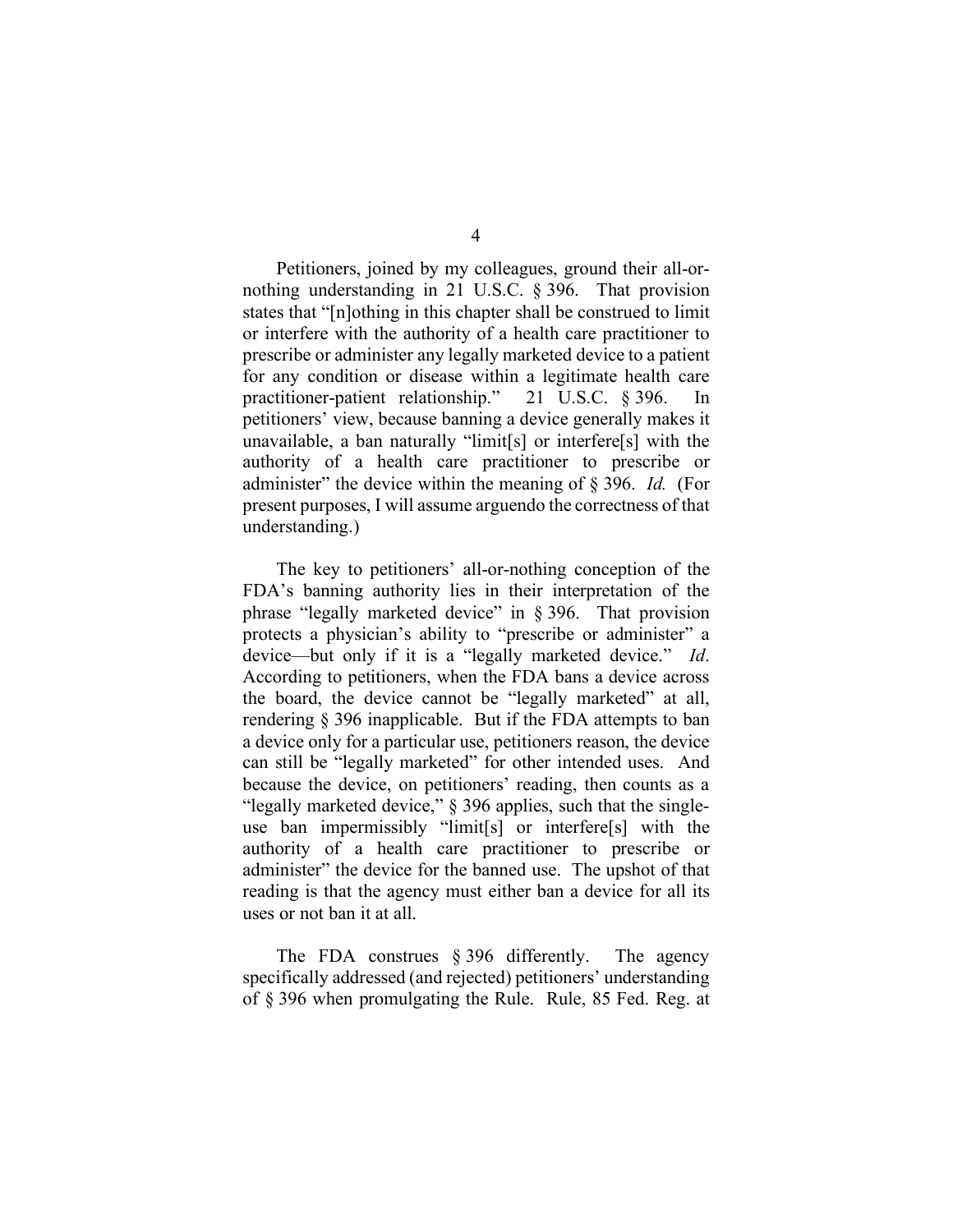Petitioners, joined by my colleagues, ground their all-or-nothing understanding in 21 U.S.C. § 396. That provision states that "[n]othing in this chapter shall be construed to limit or interfere with the authority of a health care practitioner to prescribe or administer any legally marketed device to a patient for any condition or disease within a legitimate health care practitioner-patient relationship." 21 U.S.C. § 396. In petitioners' view, because banning a device generally makes it unavailable, a ban naturally "limit[s] or interfere[s] with the authority of a health care practitioner to prescribe or administer" the device within the meaning of § 396. *Id.* (For present purposes, I will assume arguendo the correctness of that understanding.)

The key to petitioners' all-or-nothing conception of the FDA's banning authority lies in their interpretation of the phrase "legally marketed device" in § 396. That provision protects a physician's ability to "prescribe or administer" a device—but only if it is a "legally marketed device." *Id*. According to petitioners, when the FDA bans a device across the board, the device cannot be "legally marketed" at all, rendering § 396 inapplicable. But if the FDA attempts to ban a device only for a particular use, petitioners reason, the device can still be "legally marketed" for other intended uses. And because the device, on petitioners' reading, then counts as a "legally marketed device," § 396 applies, such that the single-use ban impermissibly "limit[s] or interfere[s] with the authority of a health care practitioner to prescribe or administer" the device for the banned use. The upshot of that reading is that the agency must either ban a device for all its uses or not ban it at all.

The FDA construes § 396 differently. The agency specifically addressed (and rejected) petitioners' understanding of § 396 when promulgating the Rule. Rule, 85 Fed. Reg. at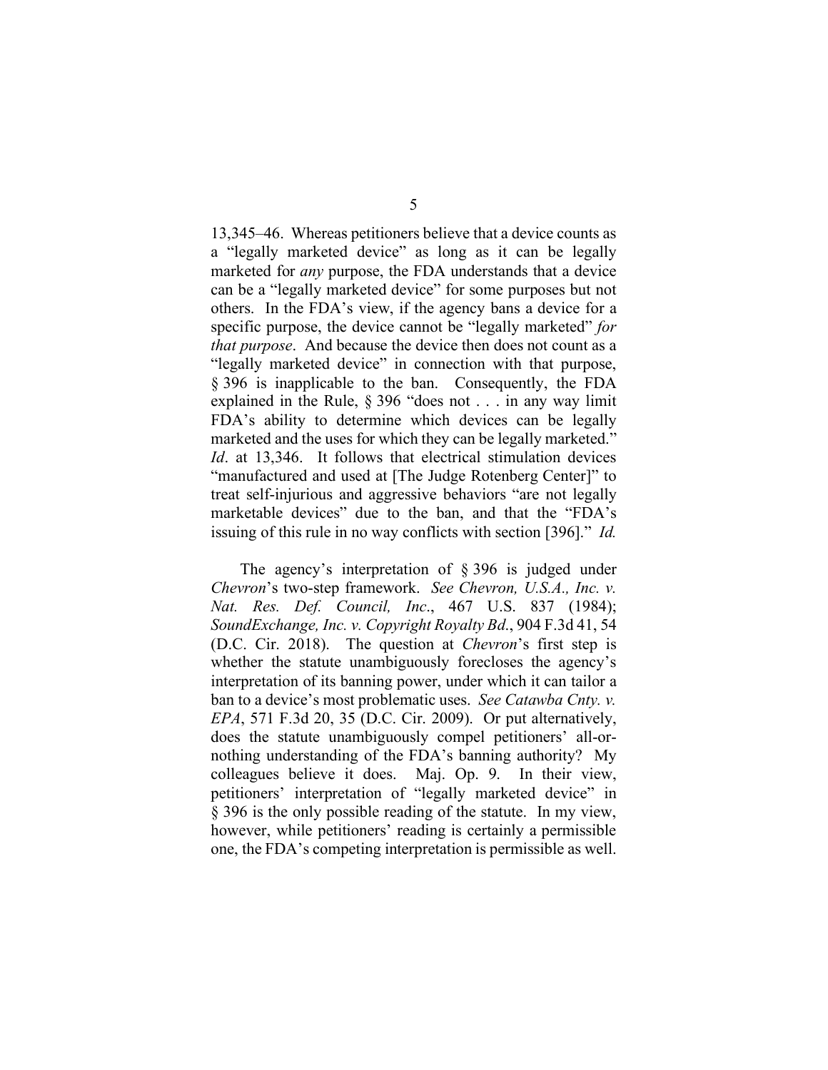13,345–46. Whereas petitioners believe that a device counts as a "legally marketed device" as long as it can be legally marketed for *any* purpose, the FDA understands that a device can be a "legally marketed device" for some purposes but not others. In the FDA's view, if the agency bans a device for a specific purpose, the device cannot be "legally marketed" *for that purpose*. And because the device then does not count as a "legally marketed device" in connection with that purpose, § 396 is inapplicable to the ban. Consequently, the FDA explained in the Rule, § 396 "does not . . . in any way limit FDA's ability to determine which devices can be legally marketed and the uses for which they can be legally marketed." *Id*. at 13,346. It follows that electrical stimulation devices "manufactured and used at [The Judge Rotenberg Center]" to treat self-injurious and aggressive behaviors "are not legally marketable devices" due to the ban, and that the "FDA's issuing of this rule in no way conflicts with section [396]." *Id.*

The agency's interpretation of § 396 is judged under *Chevron*'s two-step framework. *See Chevron, U.S.A., Inc. v. Nat. Res. Def. Council, Inc*., 467 U.S. 837 (1984); *SoundExchange, Inc. v. Copyright Royalty Bd.*, 904 F.3d 41, 54 (D.C. Cir. 2018). The question at *Chevron*'s first step is whether the statute unambiguously forecloses the agency's interpretation of its banning power, under which it can tailor a ban to a device's most problematic uses. *See Catawba Cnty. v. EPA*, 571 F.3d 20, 35 (D.C. Cir. 2009). Or put alternatively, does the statute unambiguously compel petitioners' all-or-nothing understanding of the FDA's banning authority? My colleagues believe it does. Maj. Op. 9. In their view, petitioners' interpretation of "legally marketed device" in § 396 is the only possible reading of the statute. In my view, however, while petitioners' reading is certainly a permissible one, the FDA's competing interpretation is permissible as well.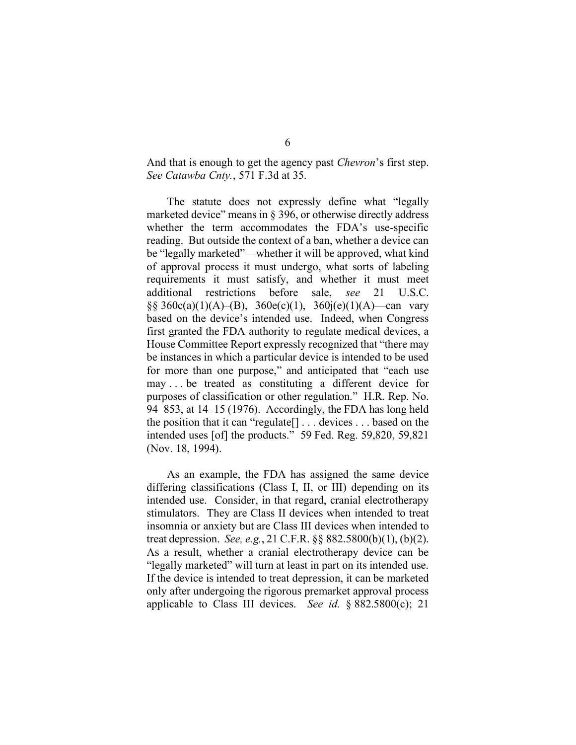And that is enough to get the agency past *Chevron*'s first step. *See Catawba Cnty.*, 571 F.3d at 35.

The statute does not expressly define what "legally marketed device" means in § 396, or otherwise directly address whether the term accommodates the FDA's use-specific reading. But outside the context of a ban, whether a device can be "legally marketed"—whether it will be approved, what kind of approval process it must undergo, what sorts of labeling requirements it must satisfy, and whether it must meet additional restrictions before sale, *see* 21 U.S.C. §§ 360c(a)(1)(A)–(B), 360e(c)(1), 360j(e)(1)(A)—can vary based on the device's intended use. Indeed, when Congress first granted the FDA authority to regulate medical devices, a House Committee Report expressly recognized that "there may be instances in which a particular device is intended to be used for more than one purpose," and anticipated that "each use may . . . be treated as constituting a different device for purposes of classification or other regulation." H.R. Rep. No. 94–853, at 14–15 (1976). Accordingly, the FDA has long held the position that it can "regulate[] . . . devices . . . based on the intended uses [of] the products." 59 Fed. Reg. 59,820, 59,821 (Nov. 18, 1994).

As an example, the FDA has assigned the same device differing classifications (Class I, II, or III) depending on its intended use. Consider, in that regard, cranial electrotherapy stimulators. They are Class II devices when intended to treat insomnia or anxiety but are Class III devices when intended to treat depression. *See, e.g.*, 21 C.F.R. §§ 882.5800(b)(1), (b)(2). As a result, whether a cranial electrotherapy device can be "legally marketed" will turn at least in part on its intended use. If the device is intended to treat depression, it can be marketed only after undergoing the rigorous premarket approval process applicable to Class III devices. *See id.* § 882.5800(c); 21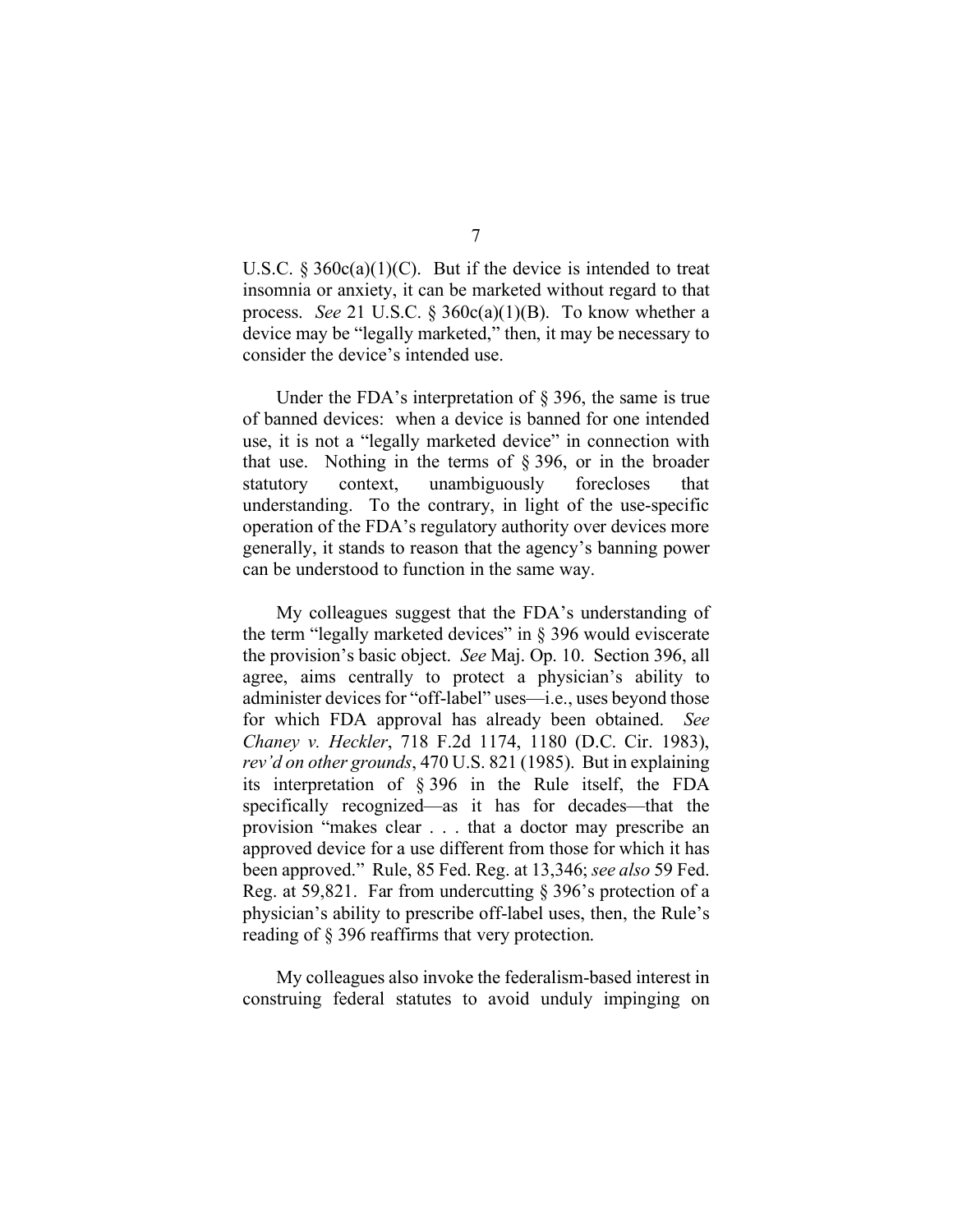U.S.C. § 360c(a)(1)(C). But if the device is intended to treat insomnia or anxiety, it can be marketed without regard to that process. *See* 21 U.S.C. § 360c(a)(1)(B). To know whether a device may be "legally marketed," then, it may be necessary to consider the device's intended use.

Under the FDA's interpretation of § 396, the same is true of banned devices: when a device is banned for one intended use, it is not a "legally marketed device" in connection with that use. Nothing in the terms of § 396, or in the broader statutory context, unambiguously forecloses that understanding. To the contrary, in light of the use-specific operation of the FDA's regulatory authority over devices more generally, it stands to reason that the agency's banning power can be understood to function in the same way.

My colleagues suggest that the FDA's understanding of the term "legally marketed devices" in § 396 would eviscerate the provision's basic object. *See* Maj. Op. 10. Section 396, all agree, aims centrally to protect a physician's ability to administer devices for "off-label" uses—i.e., uses beyond those for which FDA approval has already been obtained. *See Chaney v. Heckler*, 718 F.2d 1174, 1180 (D.C. Cir. 1983), *rev'd on other grounds*, 470 U.S. 821 (1985). But in explaining its interpretation of § 396 in the Rule itself, the FDA specifically recognized—as it has for decades—that the provision "makes clear . . . that a doctor may prescribe an approved device for a use different from those for which it has been approved." Rule, 85 Fed. Reg. at 13,346; *see also* 59 Fed. Reg. at 59,821. Far from undercutting § 396's protection of a physician's ability to prescribe off-label uses, then, the Rule's reading of § 396 reaffirms that very protection.

My colleagues also invoke the federalism-based interest in construing federal statutes to avoid unduly impinging on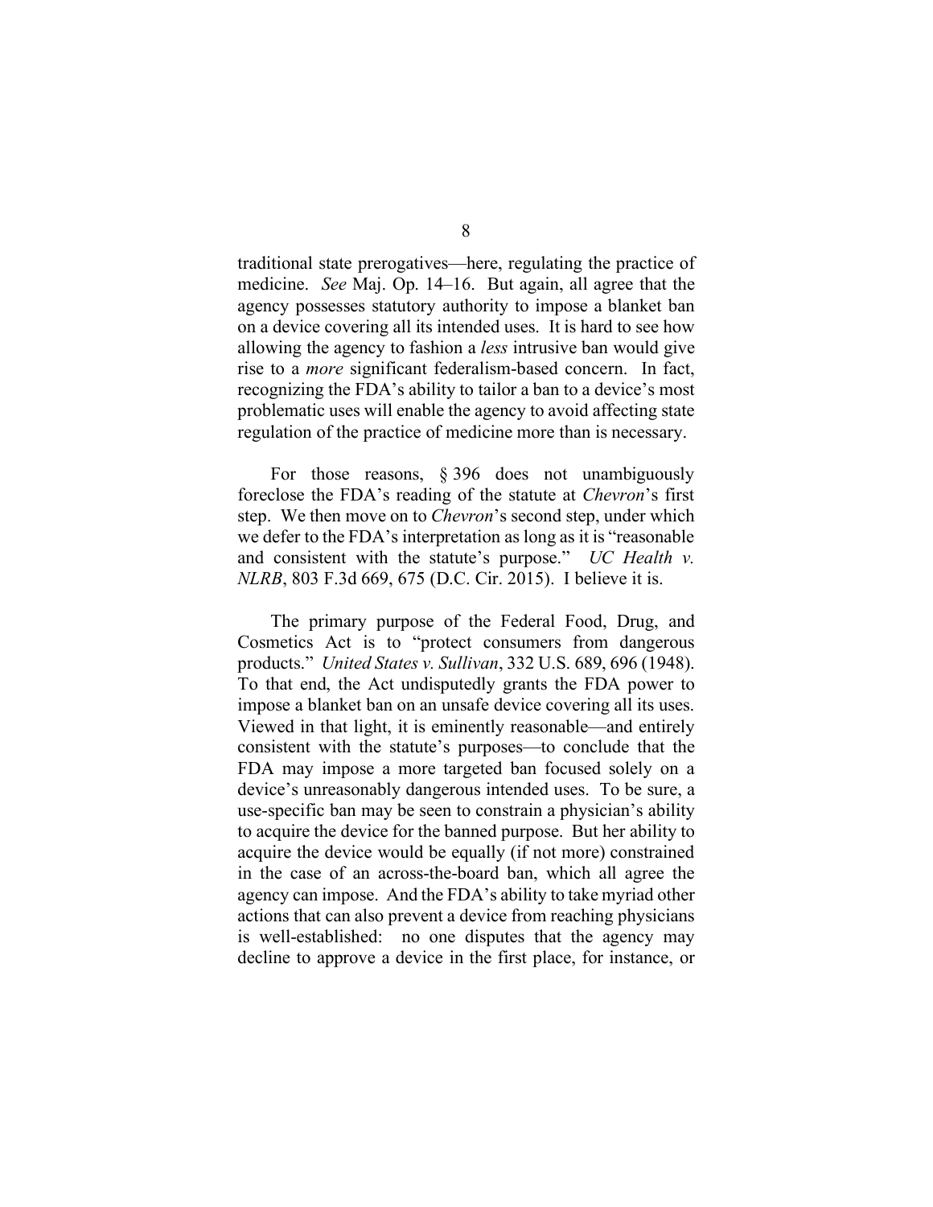traditional state prerogatives—here, regulating the practice of medicine. *See* Maj. Op. 14–16. But again, all agree that the agency possesses statutory authority to impose a blanket ban on a device covering all its intended uses. It is hard to see how allowing the agency to fashion a *less* intrusive ban would give rise to a *more* significant federalism-based concern. In fact, recognizing the FDA's ability to tailor a ban to a device's most problematic uses will enable the agency to avoid affecting state regulation of the practice of medicine more than is necessary.

For those reasons, § 396 does not unambiguously foreclose the FDA's reading of the statute at *Chevron*'s first step. We then move on to *Chevron*'s second step, under which we defer to the FDA's interpretation as long as it is "reasonable and consistent with the statute's purpose." *UC Health v. NLRB*, 803 F.3d 669, 675 (D.C. Cir. 2015). I believe it is.

The primary purpose of the Federal Food, Drug, and Cosmetics Act is to "protect consumers from dangerous products." *United States v. Sullivan*, 332 U.S. 689, 696 (1948). To that end, the Act undisputedly grants the FDA power to impose a blanket ban on an unsafe device covering all its uses. Viewed in that light, it is eminently reasonable—and entirely consistent with the statute's purposes—to conclude that the FDA may impose a more targeted ban focused solely on a device's unreasonably dangerous intended uses. To be sure, a use-specific ban may be seen to constrain a physician's ability to acquire the device for the banned purpose. But her ability to acquire the device would be equally (if not more) constrained in the case of an across-the-board ban, which all agree the agency can impose. And the FDA's ability to take myriad other actions that can also prevent a device from reaching physicians is well-established: no one disputes that the agency may decline to approve a device in the first place, for instance, or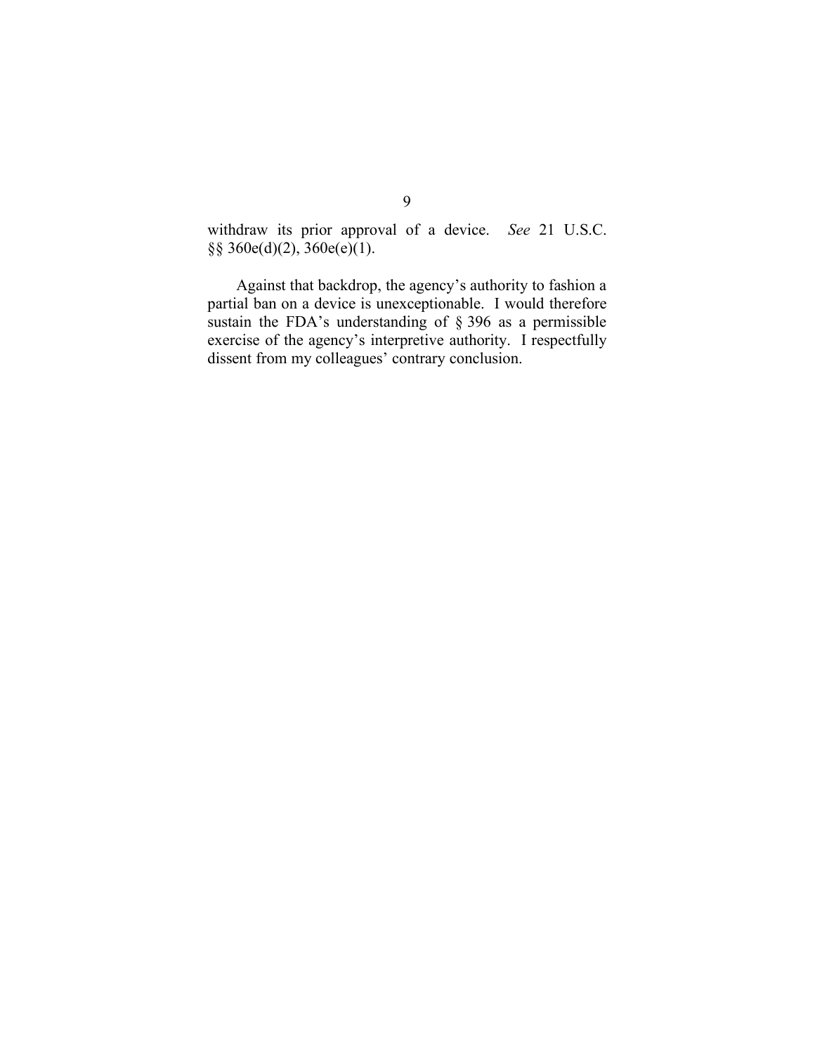withdraw its prior approval of a device. *See* 21 U.S.C. §§ 360e(d)(2), 360e(e)(1).

Against that backdrop, the agency's authority to fashion a partial ban on a device is unexceptionable. I would therefore sustain the FDA's understanding of § 396 as a permissible exercise of the agency's interpretive authority. I respectfully dissent from my colleagues' contrary conclusion.